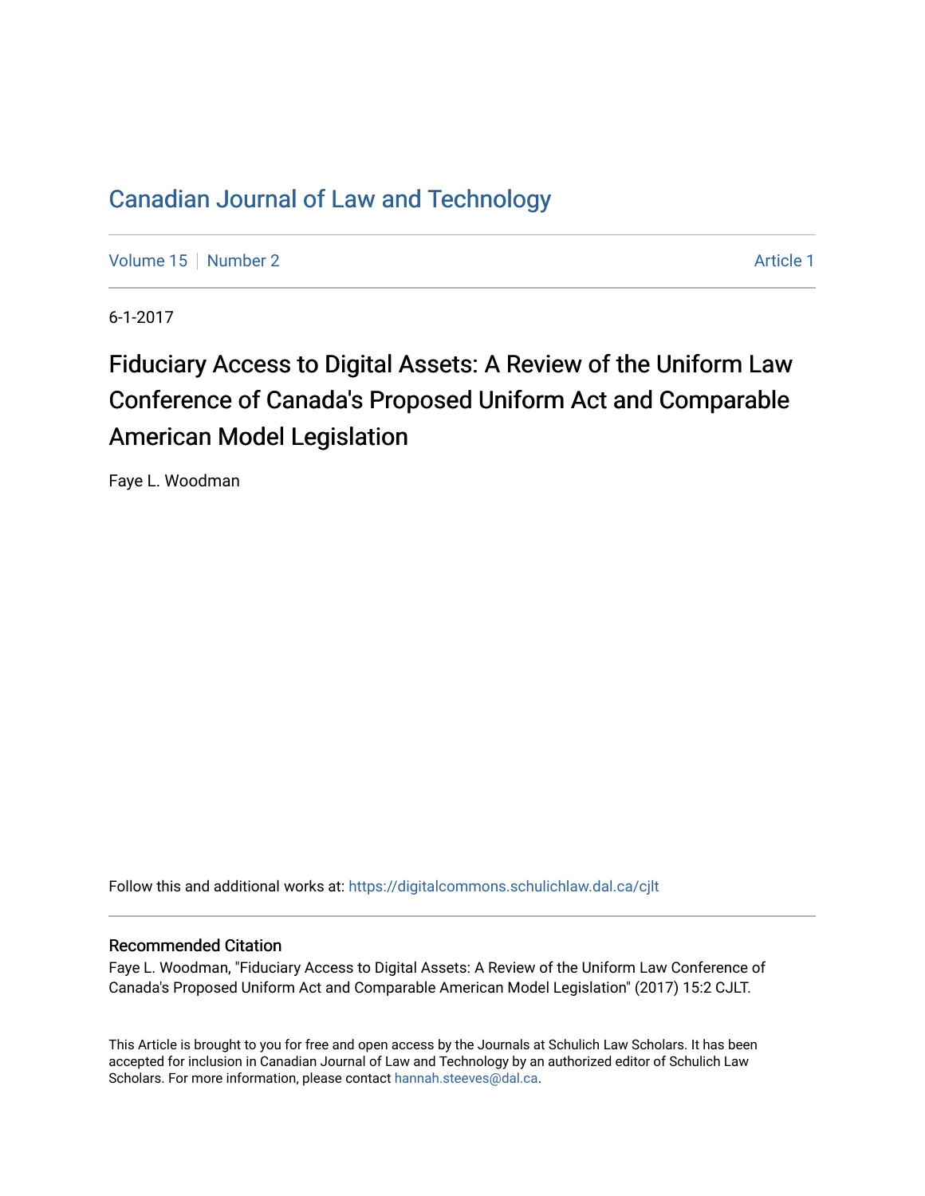# Canadian Journal of Law and Technology

Volume 15 | Number 2 | Article 1

6-1-2017

## Fiduciary Access to Digital Assets: A Review of the Uniform Law Conference of Canada's Proposed Uniform Act and Comparable American Model Legislation

Faye L. Woodman

Follow this and additional works at: https://digitalcommons.schulichlaw.dal.ca/cjlt

### Recommended Citation

Faye L. Woodman, "Fiduciary Access to Digital Assets: A Review of the Uniform Law Conference of Canada's Proposed Uniform Act and Comparable American Model Legislation" (2017) 15:2 CJLT.

This Article is brought to you for free and open access by the Journals at Schulich Law Scholars. It has been accepted for inclusion in Canadian Journal of Law and Technology by an authorized editor of Schulich Law Scholars. For more information, please contact hannah.steeves@dal.ca.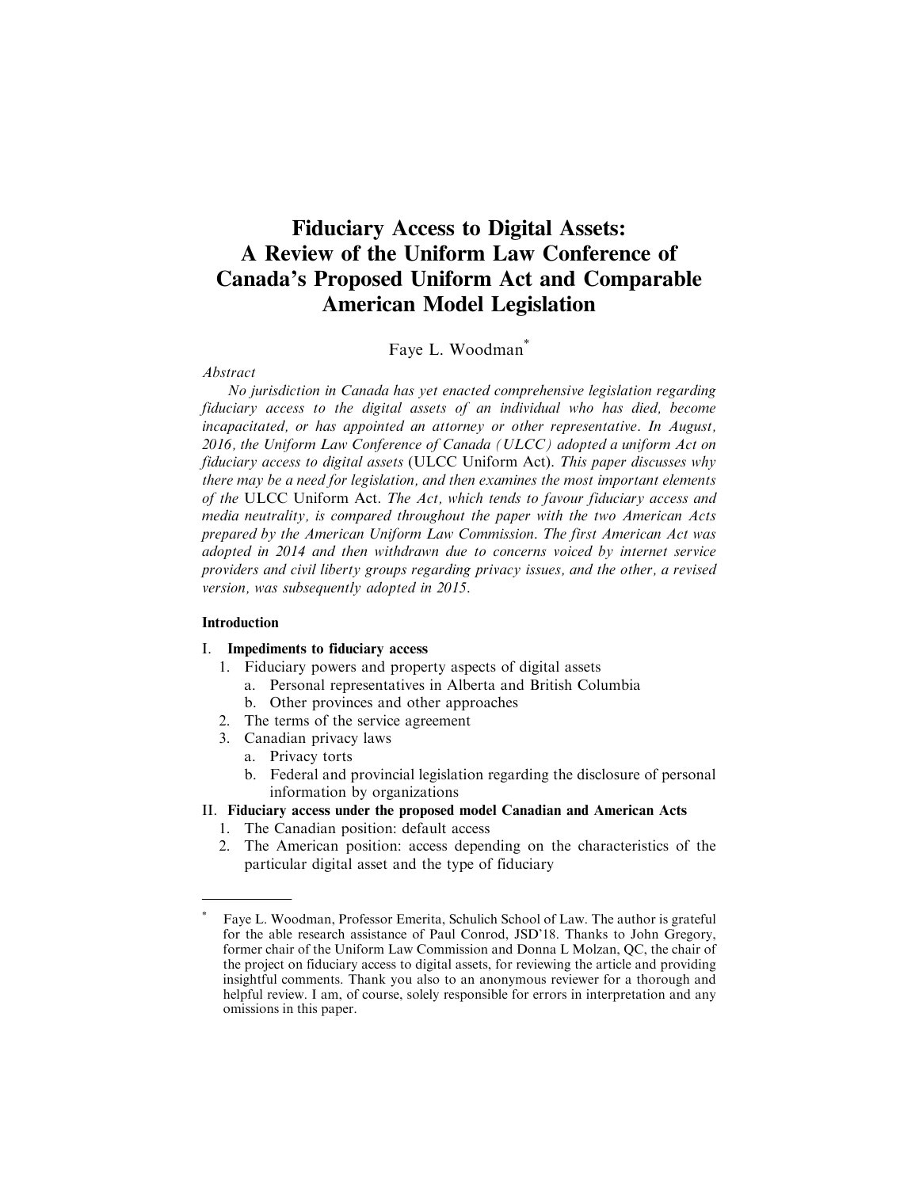# Fiduciary Access to Digital Assets: A Review of the Uniform Law Conference of Canada's Proposed Uniform Act and Comparable American Model Legislation

Faye L. Woodman*

*Abstract*

*No jurisdiction in Canada has yet enacted comprehensive legislation regarding fiduciary access to the digital assets of an individual who has died, become incapacitated, or has appointed an attorney or other representative. In August, 2016, the Uniform Law Conference of Canada (ULCC) adopted a uniform Act on fiduciary access to digital assets* (ULCC Uniform Act). *This paper discusses why there may be a need for legislation, and then examines the most important elements of the* ULCC Uniform Act. *The Act, which tends to favour fiduciary access and media neutrality, is compared throughout the paper with the two American Acts prepared by the American Uniform Law Commission. The first American Act was adopted in 2014 and then withdrawn due to concerns voiced by internet service providers and civil liberty groups regarding privacy issues, and the other, a revised version, was subsequently adopted in 2015.*

**Introduction**

I. **Impediments to fiduciary access**
   1. Fiduciary powers and property aspects of digital assets
      a. Personal representatives in Alberta and British Columbia
      b. Other provinces and other approaches
   2. The terms of the service agreement
   3. Canadian privacy laws
      a. Privacy torts
      b. Federal and provincial legislation regarding the disclosure of personal information by organizations

II. **Fiduciary access under the proposed model Canadian and American Acts**
   1. The Canadian position: default access
   2. The American position: access depending on the characteristics of the particular digital asset and the type of fiduciary

---

\* Faye L. Woodman, Professor Emerita, Schulich School of Law. The author is grateful for the able research assistance of Paul Conrod, JSD'18. Thanks to John Gregory, former chair of the Uniform Law Commission and Donna L Molzan, QC, the chair of the project on fiduciary access to digital assets, for reviewing the article and providing insightful comments. Thank you also to an anonymous reviewer for a thorough and helpful review. I am, of course, solely responsible for errors in interpretation and any omissions in this paper.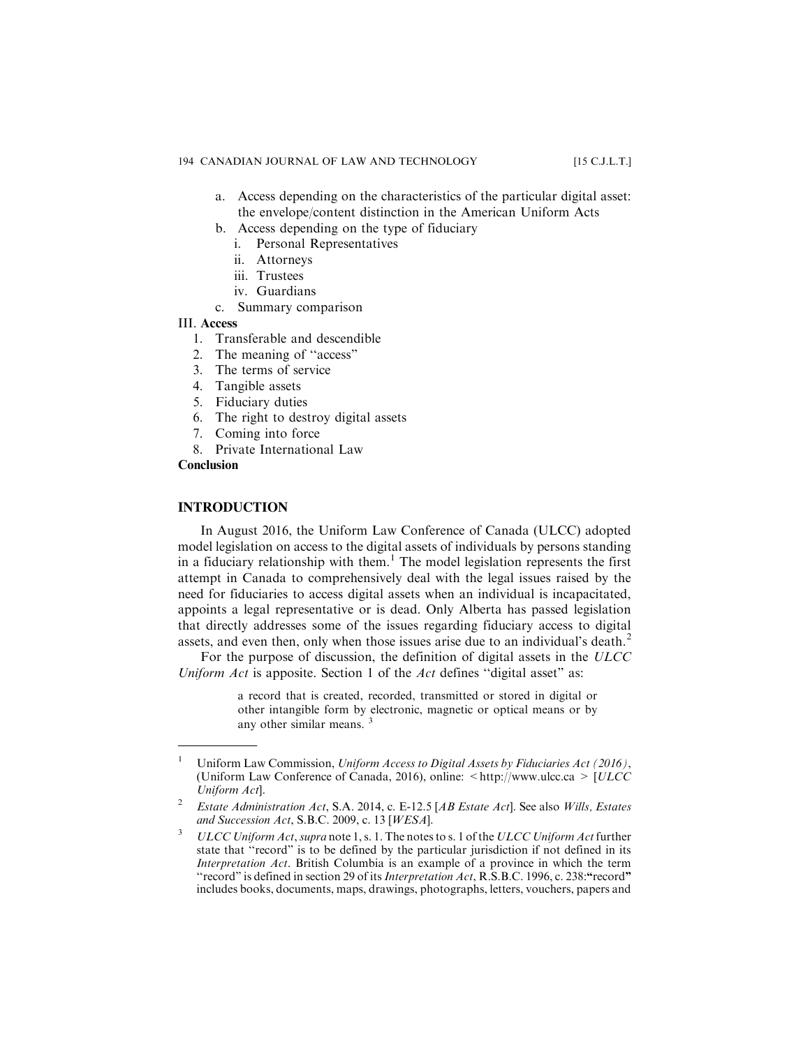- a. Access depending on the characteristics of the particular digital asset: the envelope/content distinction in the American Uniform Acts
- b. Access depending on the type of fiduciary
  - i. Personal Representatives
  - ii. Attorneys
  - iii. Trustees
  - iv. Guardians
- c. Summary comparison

III. **Access**

1. Transferable and descendible
2. The meaning of "access"
3. The terms of service
4. Tangible assets
5. Fiduciary duties
6. The right to destroy digital assets
7. Coming into force
8. Private International Law

**Conclusion**

## INTRODUCTION

In August 2016, the Uniform Law Conference of Canada (ULCC) adopted model legislation on access to the digital assets of individuals by persons standing in a fiduciary relationship with them.[1] The model legislation represents the first attempt in Canada to comprehensively deal with the legal issues raised by the need for fiduciaries to access digital assets when an individual is incapacitated, appoints a legal representative or is dead. Only Alberta has passed legislation that directly addresses some of the issues regarding fiduciary access to digital assets, and even then, only when those issues arise due to an individual's death.[2]

For the purpose of discussion, the definition of digital assets in the *ULCC Uniform Act* is apposite. Section 1 of the *Act* defines "digital asset" as:

> a record that is created, recorded, transmitted or stored in digital or other intangible form by electronic, magnetic or optical means or by any other similar means. [3]

---

1 Uniform Law Commission, *Uniform Access to Digital Assets by Fiduciaries Act (2016)*, (Uniform Law Conference of Canada, 2016), online: < http://www.ulcc.ca > [*ULCC Uniform Act*].

2 *Estate Administration Act*, S.A. 2014, c. E-12.5 [*AB Estate Act*]. See also *Wills, Estates and Succession Act*, S.B.C. 2009, c. 13 [*WESA*].

3 *ULCC Uniform Act*, *supra* note 1, s. 1. The notes to s. 1 of the *ULCC Uniform Act* further state that "record" is to be defined by the particular jurisdiction if not defined in its *Interpretation Act*. British Columbia is an example of a province in which the term "record" is defined in section 29 of its *Interpretation Act*, R.S.B.C. 1996, c. 238:"record" includes books, documents, maps, drawings, photographs, letters, vouchers, papers and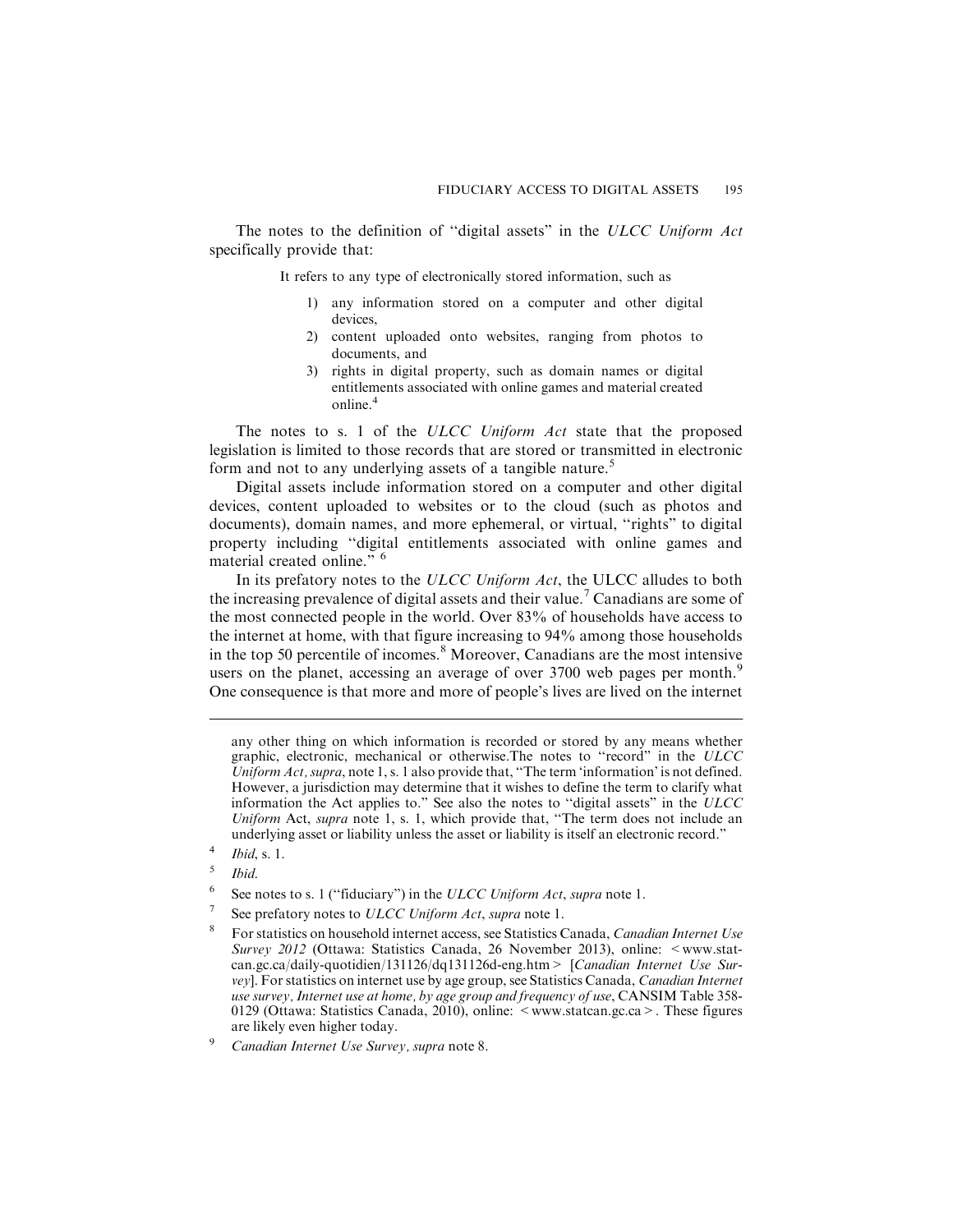The notes to the definition of "digital assets" in the *ULCC Uniform Act* specifically provide that:

> It refers to any type of electronically stored information, such as
>
> 1) any information stored on a computer and other digital devices,
> 2) content uploaded onto websites, ranging from photos to documents, and
> 3) rights in digital property, such as domain names or digital entitlements associated with online games and material created online.[4]

The notes to s. 1 of the *ULCC Uniform Act* state that the proposed legislation is limited to those records that are stored or transmitted in electronic form and not to any underlying assets of a tangible nature.[5]

Digital assets include information stored on a computer and other digital devices, content uploaded to websites or to the cloud (such as photos and documents), domain names, and more ephemeral, or virtual, "rights" to digital property including "digital entitlements associated with online games and material created online." [6]

In its prefatory notes to the *ULCC Uniform Act*, the ULCC alludes to both the increasing prevalence of digital assets and their value.[7] Canadians are some of the most connected people in the world. Over 83% of households have access to the internet at home, with that figure increasing to 94% among those households in the top 50 percentile of incomes.[8] Moreover, Canadians are the most intensive users on the planet, accessing an average of over 3700 web pages per month.[9] One consequence is that more and more of people's lives are lived on the internet

---

any other thing on which information is recorded or stored by any means whether graphic, electronic, mechanical or otherwise.The notes to "record" in the *ULCC Uniform Act, supra*, note 1, s. 1 also provide that, "The term 'information' is not defined. However, a jurisdiction may determine that it wishes to define the term to clarify what information the Act applies to." See also the notes to "digital assets" in the *ULCC Uniform* Act, *supra* note 1, s. 1, which provide that, "The term does not include an underlying asset or liability unless the asset or liability is itself an electronic record."

4 *Ibid*, s. 1.

5 *Ibid*.

6 See notes to s. 1 ("fiduciary") in the *ULCC Uniform Act*, *supra* note 1.

7 See prefatory notes to *ULCC Uniform Act*, *supra* note 1.

8 For statistics on household internet access, see Statistics Canada, *Canadian Internet Use Survey 2012* (Ottawa: Statistics Canada, 26 November 2013), online: <www.statcan.gc.ca/daily-quotidien/131126/dq131126d-eng.htm> [*Canadian Internet Use Survey*]. For statistics on internet use by age group, see Statistics Canada, *Canadian Internet use survey, Internet use at home, by age group and frequency of use*, CANSIM Table 358-0129 (Ottawa: Statistics Canada, 2010), online: <www.statcan.gc.ca>. These figures are likely even higher today.

9 *Canadian Internet Use Survey, supra* note 8.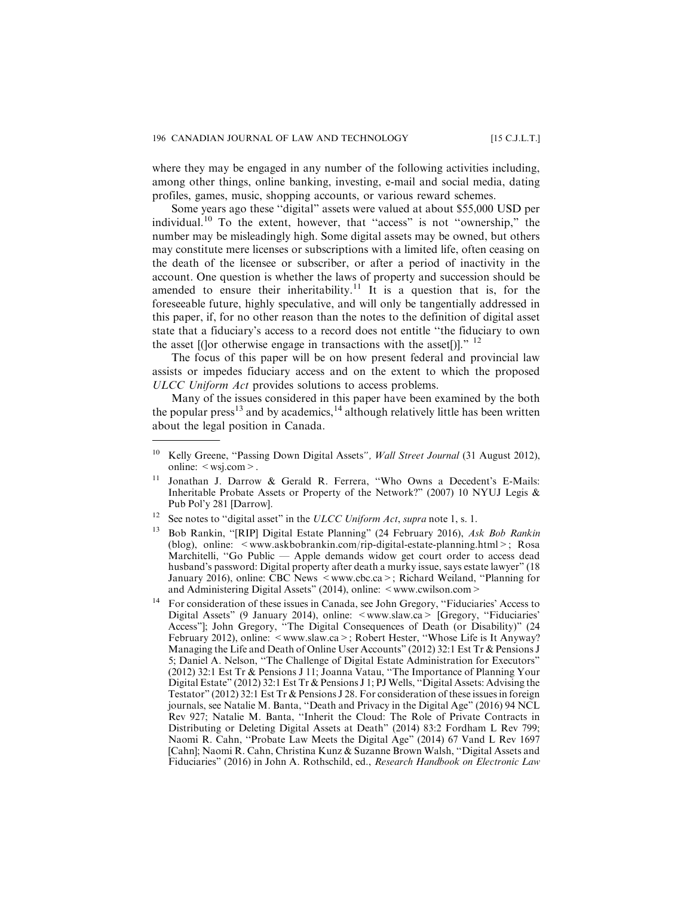where they may be engaged in any number of the following activities including, among other things, online banking, investing, e-mail and social media, dating profiles, games, music, shopping accounts, or various reward schemes.

Some years ago these "digital" assets were valued at about $55,000 USD per individual.[10] To the extent, however, that "access" is not "ownership," the number may be misleadingly high. Some digital assets may be owned, but others may constitute mere licenses or subscriptions with a limited life, often ceasing on the death of the licensee or subscriber, or after a period of inactivity in the account. One question is whether the laws of property and succession should be amended to ensure their inheritability.[11] It is a question that is, for the foreseeable future, highly speculative, and will only be tangentially addressed in this paper, if, for no other reason than the notes to the definition of digital asset state that a fiduciary's access to a record does not entitle "the fiduciary to own the asset [(]or otherwise engage in transactions with the asset[)]." [12]

The focus of this paper will be on how present federal and provincial law assists or impedes fiduciary access and on the extent to which the proposed *ULCC Uniform Act* provides solutions to access problems.

Many of the issues considered in this paper have been examined by the both the popular press[13] and by academics,[14] although relatively little has been written about the legal position in Canada.

---

[10] Kelly Greene, "Passing Down Digital Assets", *Wall Street Journal* (31 August 2012), online: < wsj.com >.

[11] Jonathan J. Darrow & Gerald R. Ferrera, "Who Owns a Decedent's E-Mails: Inheritable Probate Assets or Property of the Network?" (2007) 10 NYUJ Legis & Pub Pol'y 281 [Darrow].

[12] See notes to "digital asset" in the *ULCC Uniform Act*, *supra* note 1, s. 1.

[13] Bob Rankin, "[RIP] Digital Estate Planning" (24 February 2016), *Ask Bob Rankin* (blog), online: < www.askbobrankin.com/rip-digital-estate-planning.html >; Rosa Marchitelli, "Go Public — Apple demands widow get court order to access dead husband's password: Digital property after death a murky issue, says estate lawyer" (18 January 2016), online: CBC News < www.cbc.ca >; Richard Weiland, "Planning for and Administering Digital Assets" (2014), online: < www.cwilson.com >

[14] For consideration of these issues in Canada, see John Gregory, "Fiduciaries' Access to Digital Assets" (9 January 2014), online: < www.slaw.ca > [Gregory, "Fiduciaries' Access"]; John Gregory, "The Digital Consequences of Death (or Disability)" (24 February 2012), online: < www.slaw.ca >; Robert Hester, "Whose Life is It Anyway? Managing the Life and Death of Online User Accounts" (2012) 32:1 Est Tr & Pensions J 5; Daniel A. Nelson, "The Challenge of Digital Estate Administration for Executors" (2012) 32:1 Est Tr & Pensions J 11; Joanna Vatau, "The Importance of Planning Your Digital Estate" (2012) 32:1 Est Tr & Pensions J 1; PJ Wells, "Digital Assets: Advising the Testator" (2012) 32:1 Est Tr & Pensions J 28. For consideration of these issues in foreign journals, see Natalie M. Banta, "Death and Privacy in the Digital Age" (2016) 94 NCL Rev 927; Natalie M. Banta, "Inherit the Cloud: The Role of Private Contracts in Distributing or Deleting Digital Assets at Death" (2014) 83:2 Fordham L Rev 799; Naomi R. Cahn, "Probate Law Meets the Digital Age" (2014) 67 Vand L Rev 1697 [Cahn]; Naomi R. Cahn, Christina Kunz & Suzanne Brown Walsh, "Digital Assets and Fiduciaries" (2016) in John A. Rothschild, ed., *Research Handbook on Electronic Law*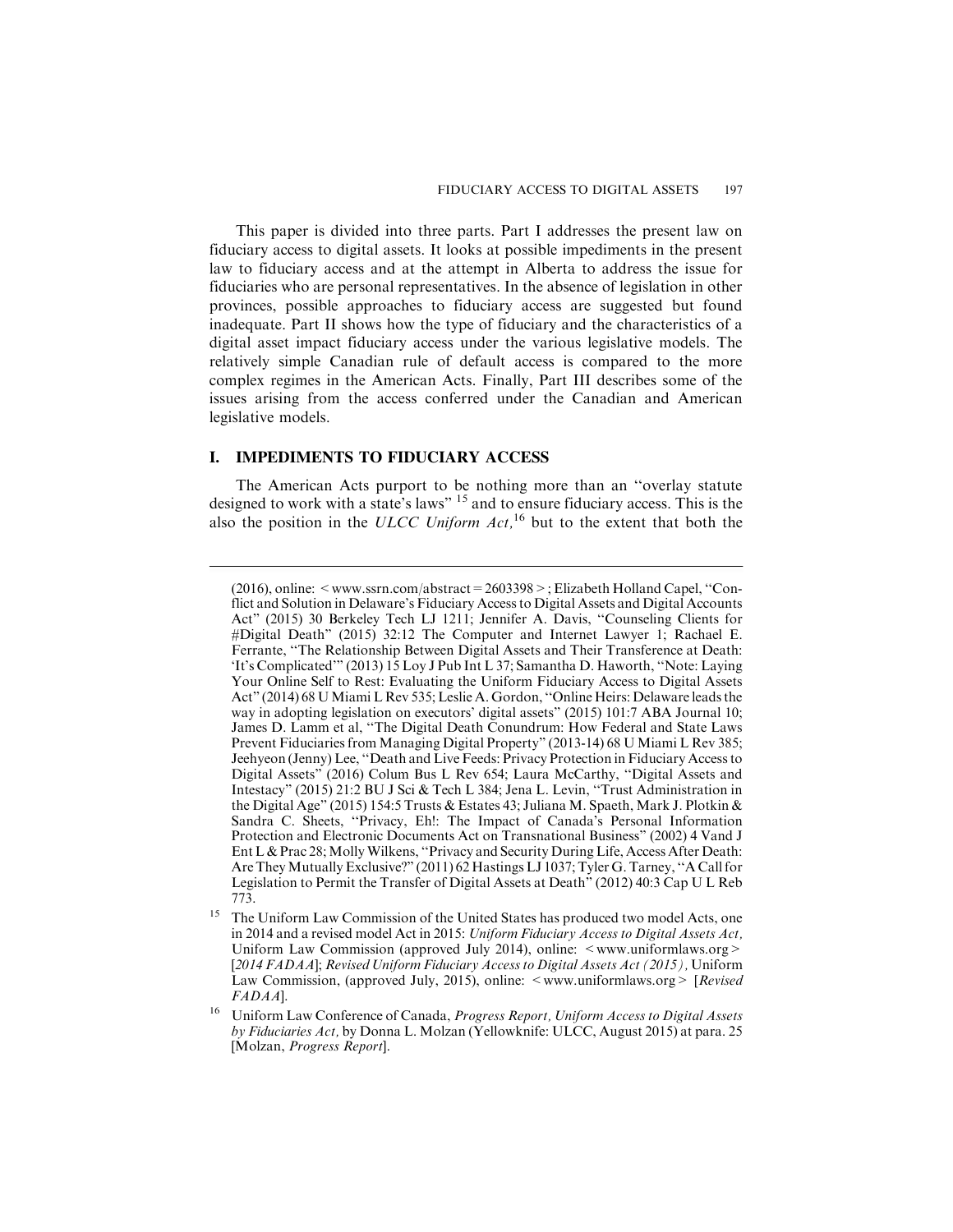This paper is divided into three parts. Part I addresses the present law on fiduciary access to digital assets. It looks at possible impediments in the present law to fiduciary access and at the attempt in Alberta to address the issue for fiduciaries who are personal representatives. In the absence of legislation in other provinces, possible approaches to fiduciary access are suggested but found inadequate. Part II shows how the type of fiduciary and the characteristics of a digital asset impact fiduciary access under the various legislative models. The relatively simple Canadian rule of default access is compared to the more complex regimes in the American Acts. Finally, Part III describes some of the issues arising from the access conferred under the Canadian and American legislative models.

## I. IMPEDIMENTS TO FIDUCIARY ACCESS

The American Acts purport to be nothing more than an "overlay statute designed to work with a state's laws" [15] and to ensure fiduciary access. This is the also the position in the *ULCC Uniform Act,*[16] but to the extent that both the

---

(2016), online: < www.ssrn.com/abstract = 2603398 > ; Elizabeth Holland Capel, "Conflict and Solution in Delaware's Fiduciary Access to Digital Assets and Digital Accounts Act" (2015) 30 Berkeley Tech LJ 1211; Jennifer A. Davis, "Counseling Clients for #Digital Death" (2015) 32:12 The Computer and Internet Lawyer 1; Rachael E. Ferrante, "The Relationship Between Digital Assets and Their Transference at Death: 'It's Complicated'" (2013) 15 Loy J Pub Int L 37; Samantha D. Haworth, "Note: Laying Your Online Self to Rest: Evaluating the Uniform Fiduciary Access to Digital Assets Act" (2014) 68 U Miami L Rev 535; Leslie A. Gordon, "Online Heirs: Delaware leads the way in adopting legislation on executors' digital assets" (2015) 101:7 ABA Journal 10; James D. Lamm et al, "The Digital Death Conundrum: How Federal and State Laws Prevent Fiduciaries from Managing Digital Property" (2013-14) 68 U Miami L Rev 385; Jeehyeon (Jenny) Lee, "Death and Live Feeds: Privacy Protection in Fiduciary Access to Digital Assets" (2016) Colum Bus L Rev 654; Laura McCarthy, "Digital Assets and Intestacy" (2015) 21:2 BU J Sci & Tech L 384; Jena L. Levin, "Trust Administration in the Digital Age" (2015) 154:5 Trusts & Estates 43; Juliana M. Spaeth, Mark J. Plotkin & Sandra C. Sheets, "Privacy, Eh!: The Impact of Canada's Personal Information Protection and Electronic Documents Act on Transnational Business" (2002) 4 Vand J Ent L & Prac 28; Molly Wilkens, "Privacy and Security During Life, Access After Death: Are They Mutually Exclusive?" (2011) 62 Hastings LJ 1037; Tyler G. Tarney, "A Call for Legislation to Permit the Transfer of Digital Assets at Death" (2012) 40:3 Cap U L Reb 773.

[15] The Uniform Law Commission of the United States has produced two model Acts, one in 2014 and a revised model Act in 2015: *Uniform Fiduciary Access to Digital Assets Act,* Uniform Law Commission (approved July 2014), online: < www.uniformlaws.org > [*2014 FADAA*]; *Revised Uniform Fiduciary Access to Digital Assets Act (2015),* Uniform Law Commission, (approved July, 2015), online: < www.uniformlaws.org > [*Revised FADAA*].

[16] Uniform Law Conference of Canada, *Progress Report, Uniform Access to Digital Assets by Fiduciaries Act,* by Donna L. Molzan (Yellowknife: ULCC, August 2015) at para. 25 [Molzan, *Progress Report*].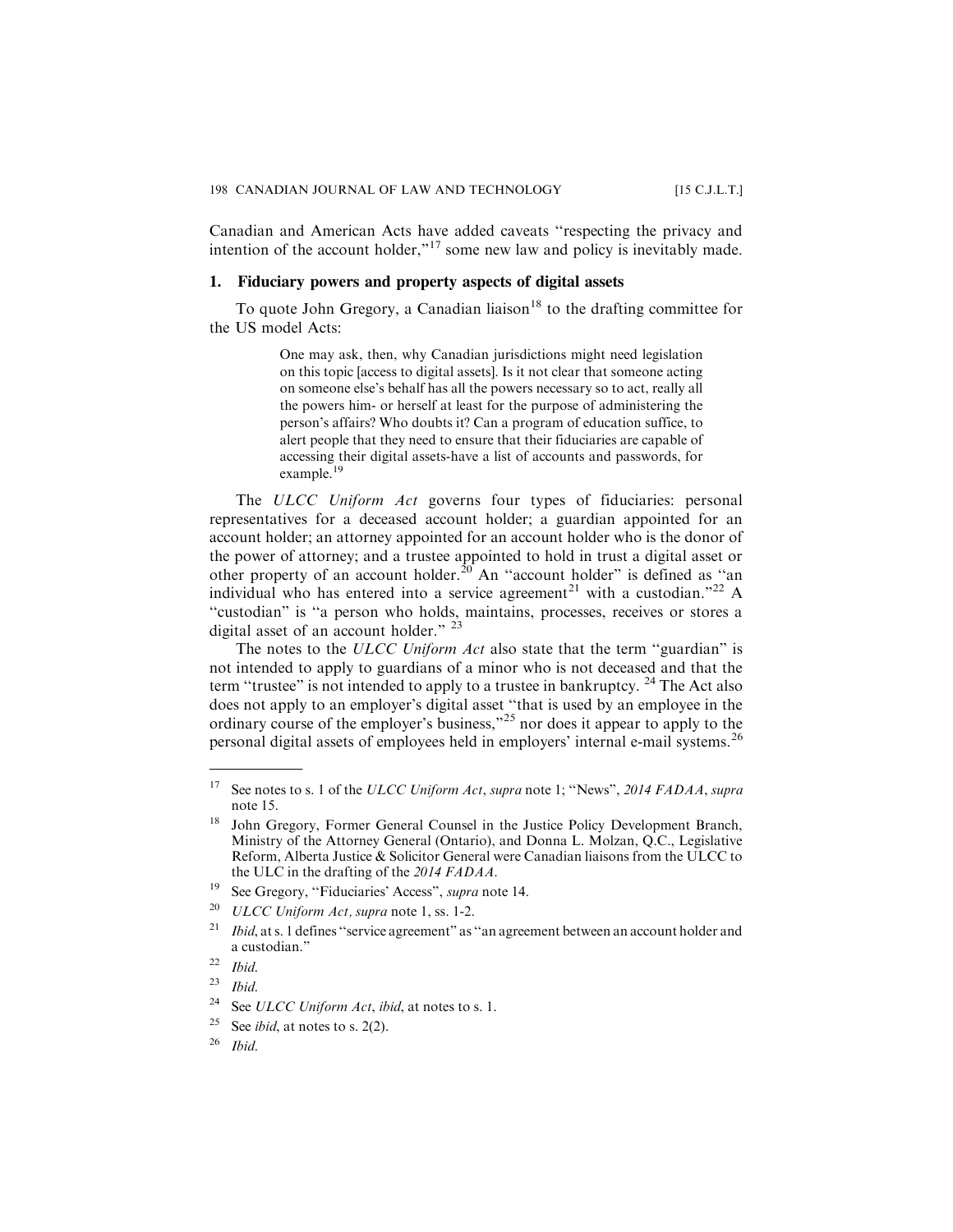Canadian and American Acts have added caveats "respecting the privacy and intention of the account holder,"[17] some new law and policy is inevitably made.

### 1. Fiduciary powers and property aspects of digital assets

To quote John Gregory, a Canadian liaison[18] to the drafting committee for the US model Acts:

> One may ask, then, why Canadian jurisdictions might need legislation on this topic [access to digital assets]. Is it not clear that someone acting on someone else's behalf has all the powers necessary so to act, really all the powers him- or herself at least for the purpose of administering the person's affairs? Who doubts it? Can a program of education suffice, to alert people that they need to ensure that their fiduciaries are capable of accessing their digital assets-have a list of accounts and passwords, for example.[19]

The *ULCC Uniform Act* governs four types of fiduciaries: personal representatives for a deceased account holder; a guardian appointed for an account holder; an attorney appointed for an account holder who is the donor of the power of attorney; and a trustee appointed to hold in trust a digital asset or other property of an account holder.[20] An "account holder" is defined as "an individual who has entered into a service agreement[21] with a custodian."[22] A "custodian" is "a person who holds, maintains, processes, receives or stores a digital asset of an account holder." [23]

The notes to the *ULCC Uniform Act* also state that the term "guardian" is not intended to apply to guardians of a minor who is not deceased and that the term "trustee" is not intended to apply to a trustee in bankruptcy. [24] The Act also does not apply to an employer's digital asset "that is used by an employee in the ordinary course of the employer's business,"[25] nor does it appear to apply to the personal digital assets of employees held in employers' internal e-mail systems.[26]

---

[17] See notes to s. 1 of the *ULCC Uniform Act*, *supra* note 1; "News", *2014 FADAA*, *supra* note 15.

[18] John Gregory, Former General Counsel in the Justice Policy Development Branch, Ministry of the Attorney General (Ontario), and Donna L. Molzan, Q.C., Legislative Reform, Alberta Justice & Solicitor General were Canadian liaisons from the ULCC to the ULC in the drafting of the *2014 FADAA*.

[19] See Gregory, "Fiduciaries' Access", *supra* note 14.

[20] *ULCC Uniform Act, supra* note 1, ss. 1-2.

[21] *Ibid*, at s. 1 defines "service agreement" as "an agreement between an account holder and a custodian."

[22] *Ibid*.

[23] *Ibid*.

[24] See *ULCC Uniform Act*, *ibid*, at notes to s. 1.

[25] See *ibid*, at notes to s. 2(2).

[26] *Ibid*.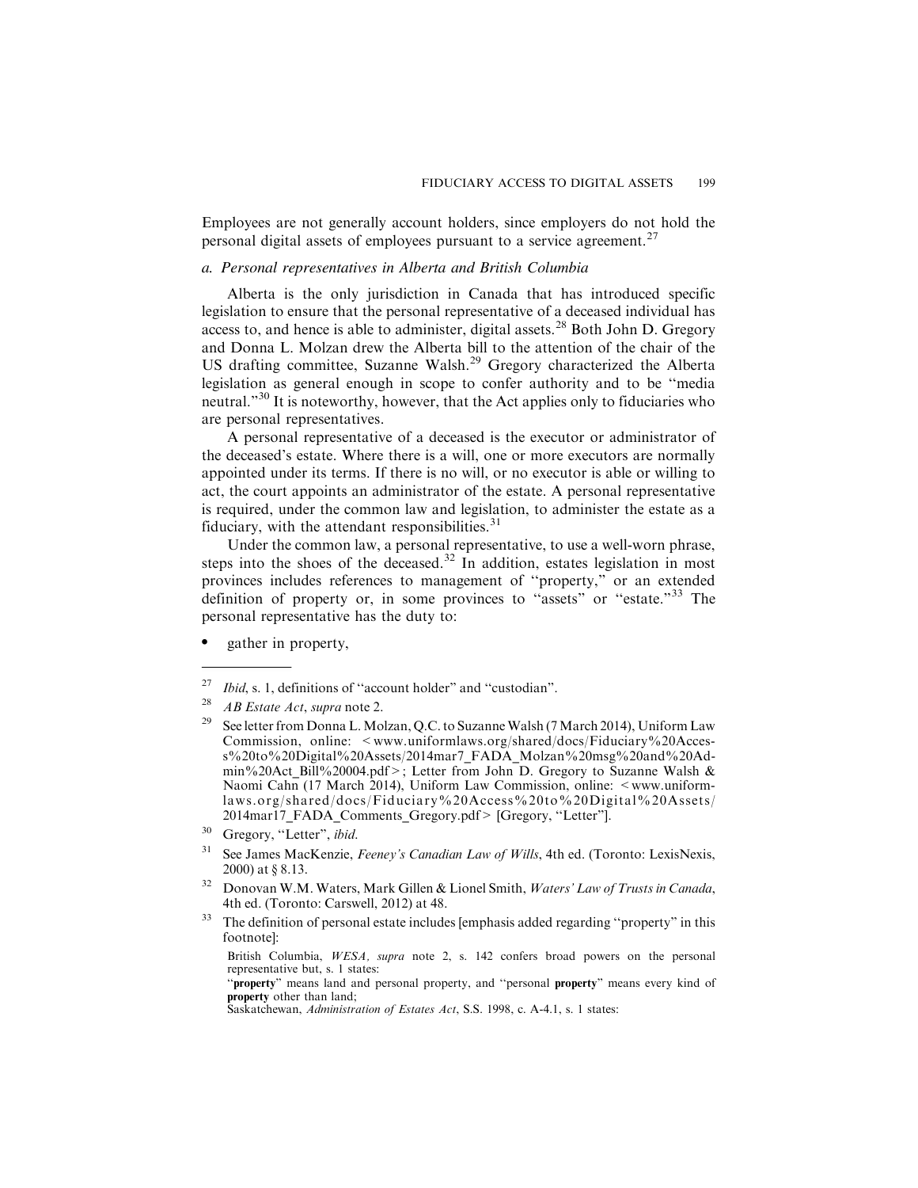Employees are not generally account holders, since employers do not hold the personal digital assets of employees pursuant to a service agreement.[27]

### *a. Personal representatives in Alberta and British Columbia*

Alberta is the only jurisdiction in Canada that has introduced specific legislation to ensure that the personal representative of a deceased individual has access to, and hence is able to administer, digital assets.[28] Both John D. Gregory and Donna L. Molzan drew the Alberta bill to the attention of the chair of the US drafting committee, Suzanne Walsh.[29] Gregory characterized the Alberta legislation as general enough in scope to confer authority and to be "media neutral."[30] It is noteworthy, however, that the Act applies only to fiduciaries who are personal representatives.

A personal representative of a deceased is the executor or administrator of the deceased's estate. Where there is a will, one or more executors are normally appointed under its terms. If there is no will, or no executor is able or willing to act, the court appoints an administrator of the estate. A personal representative is required, under the common law and legislation, to administer the estate as a fiduciary, with the attendant responsibilities.[31]

Under the common law, a personal representative, to use a well-worn phrase, steps into the shoes of the deceased.[32] In addition, estates legislation in most provinces includes references to management of "property," or an extended definition of property or, in some provinces to "assets" or "estate."[33] The personal representative has the duty to:

- gather in property,

---

[27] *Ibid*, s. 1, definitions of "account holder" and "custodian".

[28] *AB Estate Act*, *supra* note 2.

[29] See letter from Donna L. Molzan, Q.C. to Suzanne Walsh (7 March 2014), Uniform Law Commission, online: <www.uniformlaws.org/shared/docs/Fiduciary%20Access%20to%20Digital%20Assets/2014mar7_FADA_Molzan%20msg%20and%20Admin%20Act_Bill%20004.pdf>; Letter from John D. Gregory to Suzanne Walsh & Naomi Cahn (17 March 2014), Uniform Law Commission, online: <www.uniformlaws.org/shared/docs/Fiduciary%20Access%20to%20Digital%20Assets/2014mar17_FADA_Comments_Gregory.pdf> [Gregory, "Letter"].

[30] Gregory, "Letter", *ibid*.

[31] See James MacKenzie, *Feeney's Canadian Law of Wills*, 4th ed. (Toronto: LexisNexis, 2000) at § 8.13.

[32] Donovan W.M. Waters, Mark Gillen & Lionel Smith, *Waters' Law of Trusts in Canada*, 4th ed. (Toronto: Carswell, 2012) at 48.

[33] The definition of personal estate includes [emphasis added regarding "property" in this footnote]:

British Columbia, *WESA*, *supra* note 2, s. 142 confers broad powers on the personal representative but, s. 1 states:

"**property**" means land and personal property, and "personal **property**" means every kind of **property** other than land;

Saskatchewan, *Administration of Estates Act*, S.S. 1998, c. A-4.1, s. 1 states: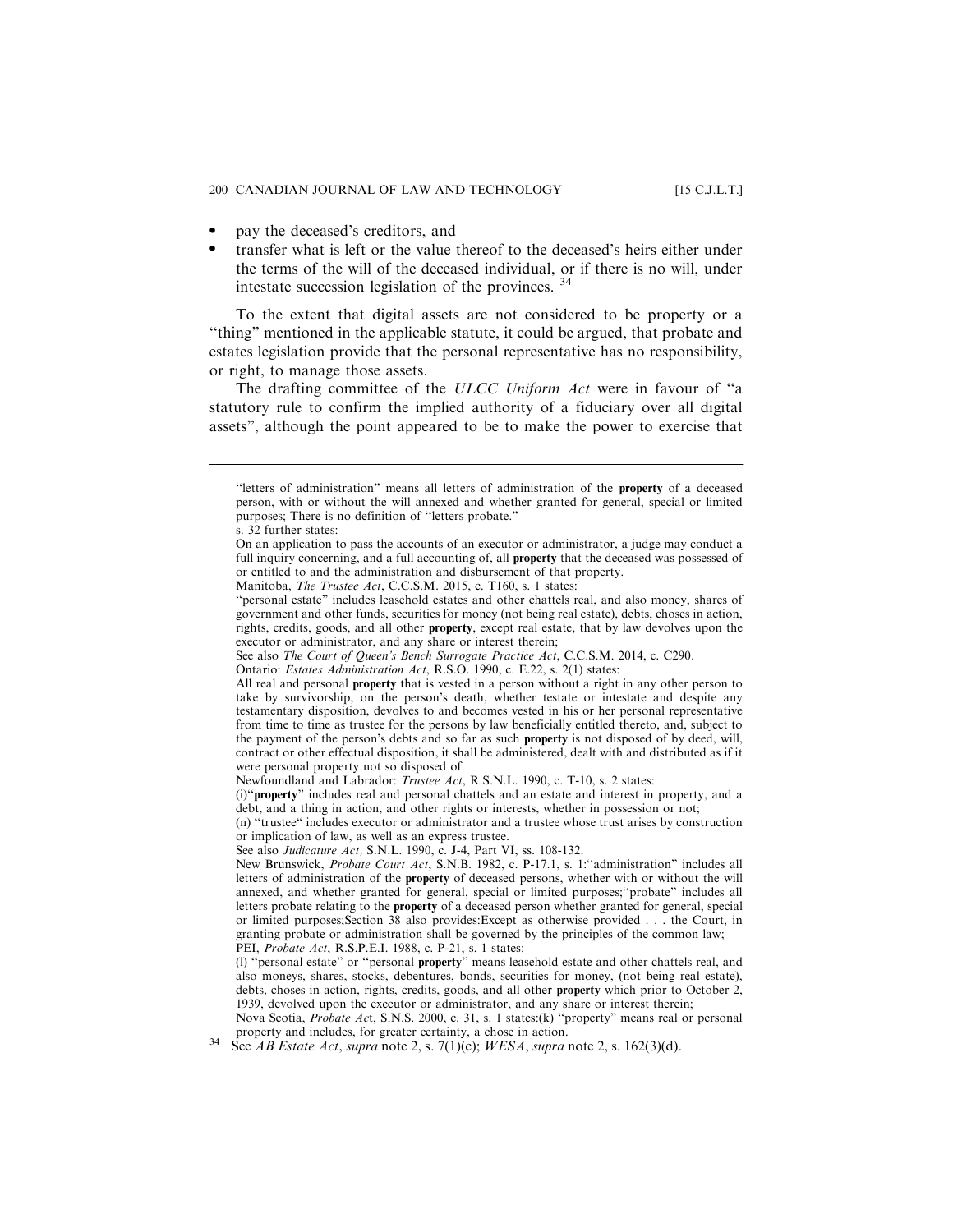- pay the deceased's creditors, and
- transfer what is left or the value thereof to the deceased's heirs either under the terms of the will of the deceased individual, or if there is no will, under intestate succession legislation of the provinces. [34]

To the extent that digital assets are not considered to be property or a "thing" mentioned in the applicable statute, it could be argued, that probate and estates legislation provide that the personal representative has no responsibility, or right, to manage those assets.

The drafting committee of the *ULCC Uniform Act* were in favour of "a statutory rule to confirm the implied authority of a fiduciary over all digital assets", although the point appeared to be to make the power to exercise that

---

"letters of administration" means all letters of administration of the **property** of a deceased person, with or without the will annexed and whether granted for general, special or limited purposes; There is no definition of "letters probate."

s. 32 further states:

On an application to pass the accounts of an executor or administrator, a judge may conduct a full inquiry concerning, and a full accounting of, all **property** that the deceased was possessed of or entitled to and the administration and disbursement of that property.

Manitoba, *The Trustee Act*, C.C.S.M. 2015, c. T160, s. 1 states:

"personal estate" includes leasehold estates and other chattels real, and also money, shares of government and other funds, securities for money (not being real estate), debts, choses in action, rights, credits, goods, and all other **property**, except real estate, that by law devolves upon the executor or administrator, and any share or interest therein;

See also *The Court of Queen's Bench Surrogate Practice Act*, C.C.S.M. 2014, c. C290.

Ontario: *Estates Administration Act*, R.S.O. 1990, c. E.22, s. 2(1) states:

All real and personal **property** that is vested in a person without a right in any other person to take by survivorship, on the person's death, whether testate or intestate and despite any testamentary disposition, devolves to and becomes vested in his or her personal representative from time to time as trustee for the persons by law beneficially entitled thereto, and, subject to the payment of the person's debts and so far as such **property** is not disposed of by deed, will, contract or other effectual disposition, it shall be administered, dealt with and distributed as if it were personal property not so disposed of.

Newfoundland and Labrador: *Trustee Act*, R.S.N.L. 1990, c. T-10, s. 2 states:

(i)"**property**" includes real and personal chattels and an estate and interest in property, and a debt, and a thing in action, and other rights or interests, whether in possession or not;

(n) "trustee" includes executor or administrator and a trustee whose trust arises by construction or implication of law, as well as an express trustee.

See also *Judicature Act*, S.N.L. 1990, c. J-4, Part VI, ss. 108-132.

New Brunswick, *Probate Court Act*, S.N.B. 1982, c. P-17.1, s. 1:"administration" includes all letters of administration of the **property** of deceased persons, whether with or without the will annexed, and whether granted for general, special or limited purposes;"probate" includes all letters probate relating to the **property** of a deceased person whether granted for general, special or limited purposes;Section 38 also provides:Except as otherwise provided . . . the Court, in granting probate or administration shall be governed by the principles of the common law;

PEI, *Probate Act*, R.S.P.E.I. 1988, c. P-21, s. 1 states:

(l) "personal estate" or "personal **property**" means leasehold estate and other chattels real, and also moneys, shares, stocks, debentures, bonds, securities for money, (not being real estate), debts, choses in action, rights, credits, goods, and all other **property** which prior to October 2, 1939, devolved upon the executor or administrator, and any share or interest therein;

Nova Scotia, *Probate Act*, S.N.S. 2000, c. 31, s. 1 states:(k) "property" means real or personal property and includes, for greater certainty, a chose in action.

[34] See *AB Estate Act*, *supra* note 2, s. 7(1)(c); *WESA*, *supra* note 2, s. 162(3)(d).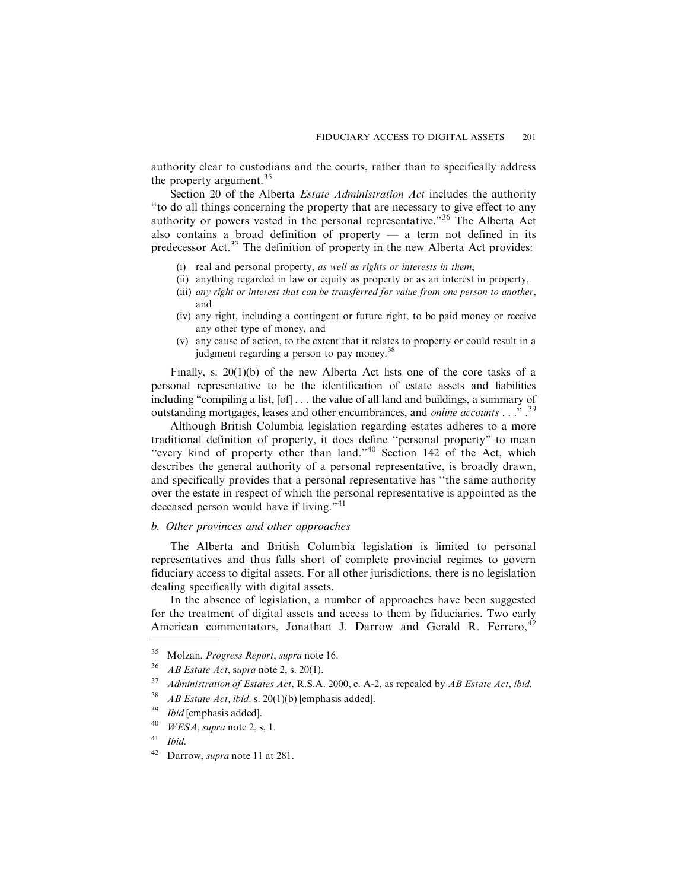authority clear to custodians and the courts, rather than to specifically address the property argument.[35]

Section 20 of the Alberta *Estate Administration Act* includes the authority "to do all things concerning the property that are necessary to give effect to any authority or powers vested in the personal representative."[36] The Alberta Act also contains a broad definition of property — a term not defined in its predecessor Act.[37] The definition of property in the new Alberta Act provides:

(i) real and personal property, *as well as rights or interests in them*,
(ii) anything regarded in law or equity as property or as an interest in property,
(iii) *any right or interest that can be transferred for value from one person to another*, and
(iv) any right, including a contingent or future right, to be paid money or receive any other type of money, and
(v) any cause of action, to the extent that it relates to property or could result in a judgment regarding a person to pay money.[38]

Finally, s. 20(1)(b) of the new Alberta Act lists one of the core tasks of a personal representative to be the identification of estate assets and liabilities including "compiling a list, [of] . . . the value of all land and buildings, a summary of outstanding mortgages, leases and other encumbrances, and *online accounts* . . .".[39]

Although British Columbia legislation regarding estates adheres to a more traditional definition of property, it does define "personal property" to mean "every kind of property other than land."[40] Section 142 of the Act, which describes the general authority of a personal representative, is broadly drawn, and specifically provides that a personal representative has "the same authority over the estate in respect of which the personal representative is appointed as the deceased person would have if living."[41]

### b. Other provinces and other approaches

The Alberta and British Columbia legislation is limited to personal representatives and thus falls short of complete provincial regimes to govern fiduciary access to digital assets. For all other jurisdictions, there is no legislation dealing specifically with digital assets.

In the absence of legislation, a number of approaches have been suggested for the treatment of digital assets and access to them by fiduciaries. Two early American commentators, Jonathan J. Darrow and Gerald R. Ferrero,[42]

---

35 Molzan, *Progress Report*, *supra* note 16.

36 *AB Estate Act*, s*upra* note 2, s. 20(1).

37 *Administration of Estates Act*, R.S.A. 2000, c. A-2, as repealed by *AB Estate Act*, *ibid*.

38 *AB Estate Act, ibid,* s. 20(1)(b) [emphasis added].

39 *Ibid* [emphasis added].

40 *WESA*, *supra* note 2, s, 1.

41 *Ibid*.

42 Darrow, *supra* note 11 at 281.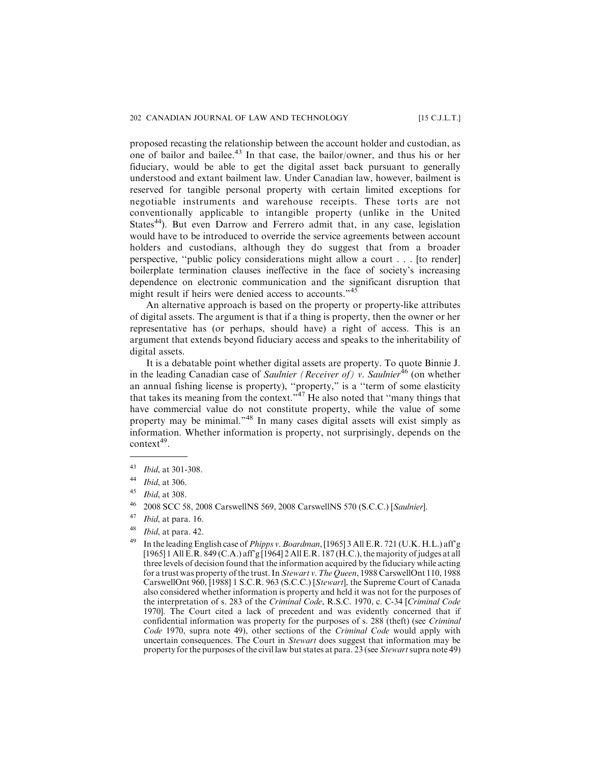proposed recasting the relationship between the account holder and custodian, as one of bailor and bailee.[43] In that case, the bailor/owner, and thus his or her fiduciary, would be able to get the digital asset back pursuant to generally understood and extant bailment law. Under Canadian law, however, bailment is reserved for tangible personal property with certain limited exceptions for negotiable instruments and warehouse receipts. These torts are not conventionally applicable to intangible property (unlike in the United States[44]). But even Darrow and Ferrero admit that, in any case, legislation would have to be introduced to override the service agreements between account holders and custodians, although they do suggest that from a broader perspective, "public policy considerations might allow a court . . . [to render] boilerplate termination clauses ineffective in the face of society's increasing dependence on electronic communication and the significant disruption that might result if heirs were denied access to accounts."[45]

An alternative approach is based on the property or property-like attributes of digital assets. The argument is that if a thing is property, then the owner or her representative has (or perhaps, should have) a right of access. This is an argument that extends beyond fiduciary access and speaks to the inheritability of digital assets.

It is a debatable point whether digital assets are property. To quote Binnie J. in the leading Canadian case of *Saulnier (Receiver of) v. Saulnier*[46] (on whether an annual fishing license is property), "property," is a "term of some elasticity that takes its meaning from the context."[47] He also noted that "many things that have commercial value do not constitute property, while the value of some property may be minimal."[48] In many cases digital assets will exist simply as information. Whether information is property, not surprisingly, depends on the context[49].

---

[43] *Ibid*, at 301-308.

[44] *Ibid*, at 306.

[45] *Ibid*, at 308.

[46] 2008 SCC 58, 2008 CarswellNS 569, 2008 CarswellNS 570 (S.C.C.) [*Saulnier*].

[47] *Ibid*, at para. 16.

[48] *Ibid*, at para. 42.

[49] In the leading English case of *Phipps v. Boardman*, [1965] 3 All E.R. 721 (U.K. H.L.) aff'g [1965] 1 All E.R. 849 (C.A.) aff'g [1964] 2 All E.R. 187 (H.C.), the majority of judges at all three levels of decision found that the information acquired by the fiduciary while acting for a trust was property of the trust. In *Stewart v. The Queen*, 1988 CarswellOnt 110, 1988 CarswellOnt 960, [1988] 1 S.C.R. 963 (S.C.C.) [*Stewart*], the Supreme Court of Canada also considered whether information is property and held it was not for the purposes of the interpretation of s. 283 of the *Criminal Code*, R.S.C. 1970, c. C-34 [*Criminal Code* 1970]. The Court cited a lack of precedent and was evidently concerned that if confidential information was property for the purposes of s. 288 (theft) (see *Criminal Code* 1970, supra note 49), other sections of the *Criminal Code* would apply with uncertain consequences. The Court in *Stewart* does suggest that information may be property for the purposes of the civil law but states at para. 23 (see *Stewart* supra note 49)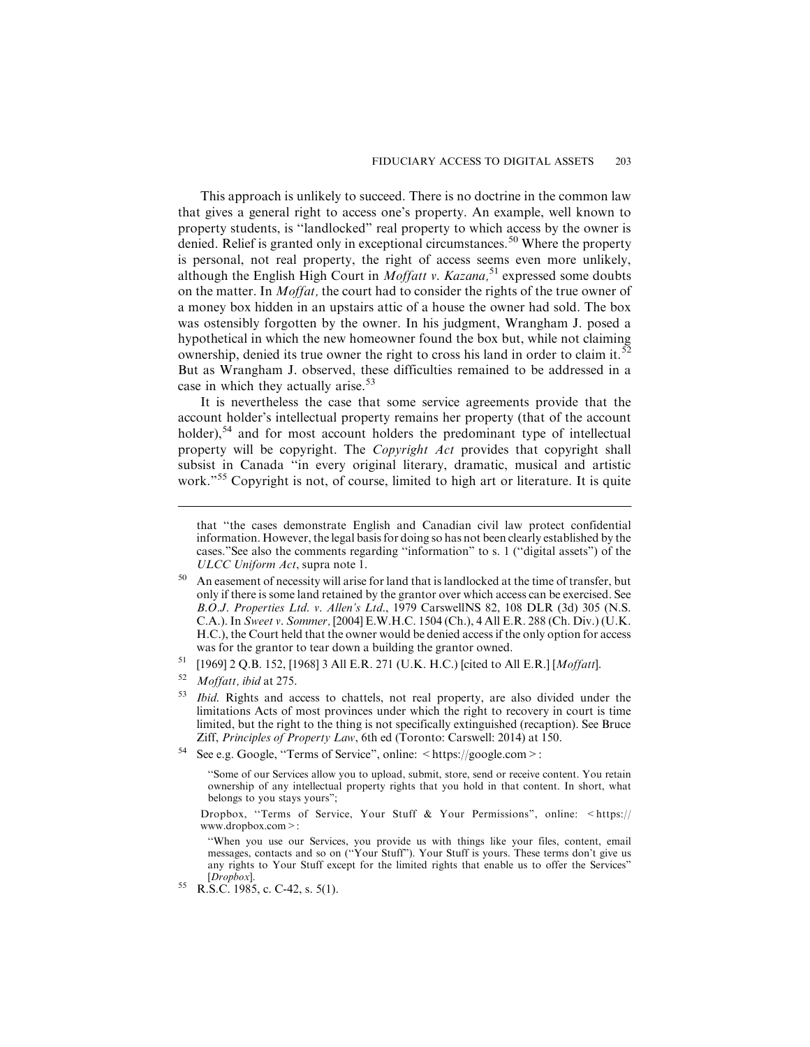This approach is unlikely to succeed. There is no doctrine in the common law that gives a general right to access one's property. An example, well known to property students, is "landlocked" real property to which access by the owner is denied. Relief is granted only in exceptional circumstances.[50] Where the property is personal, not real property, the right of access seems even more unlikely, although the English High Court in *Moffatt v. Kazana,*[51] expressed some doubts on the matter. In *Moffat,* the court had to consider the rights of the true owner of a money box hidden in an upstairs attic of a house the owner had sold. The box was ostensibly forgotten by the owner. In his judgment, Wrangham J. posed a hypothetical in which the new homeowner found the box but, while not claiming ownership, denied its true owner the right to cross his land in order to claim it.[52] But as Wrangham J. observed, these difficulties remained to be addressed in a case in which they actually arise.[53]

It is nevertheless the case that some service agreements provide that the account holder's intellectual property remains her property (that of the account holder),[54] and for most account holders the predominant type of intellectual property will be copyright. The *Copyright Act* provides that copyright shall subsist in Canada "in every original literary, dramatic, musical and artistic work."[55] Copyright is not, of course, limited to high art or literature. It is quite

---

that "the cases demonstrate English and Canadian civil law protect confidential information. However, the legal basis for doing so has not been clearly established by the cases."See also the comments regarding "information" to s. 1 ("digital assets") of the *ULCC Uniform Act*, supra note 1.

[50] An easement of necessity will arise for land that is landlocked at the time of transfer, but only if there is some land retained by the grantor over which access can be exercised. See *B.O.J. Properties Ltd. v. Allen's Ltd.*, 1979 CarswellNS 82, 108 DLR (3d) 305 (N.S. C.A.). In *Sweet v. Sommer,* [2004] E.W.H.C. 1504 (Ch.), 4 All E.R. 288 (Ch. Div.) (U.K. H.C.), the Court held that the owner would be denied access if the only option for access was for the grantor to tear down a building the grantor owned.

[51] [1969] 2 Q.B. 152, [1968] 3 All E.R. 271 (U.K. H.C.) [cited to All E.R.] [*Moffatt*].

[52] *Moffatt, ibid* at 275.

[53] *Ibid.* Rights and access to chattels, not real property, are also divided under the limitations Acts of most provinces under which the right to recovery in court is time limited, but the right to the thing is not specifically extinguished (recaption). See Bruce Ziff, *Principles of Property Law*, 6th ed (Toronto: Carswell: 2014) at 150.

[54] See e.g. Google, "Terms of Service", online: < https://google.com >:

> "Some of our Services allow you to upload, submit, store, send or receive content. You retain ownership of any intellectual property rights that you hold in that content. In short, what belongs to you stays yours";

Dropbox, "Terms of Service, Your Stuff & Your Permissions", online: < https://www.dropbox.com >:

> "When you use our Services, you provide us with things like your files, content, email messages, contacts and so on ("Your Stuff"). Your Stuff is yours. These terms don't give us any rights to Your Stuff except for the limited rights that enable us to offer the Services" [*Dropbox*].

[55] R.S.C. 1985, c. C-42, s. 5(1).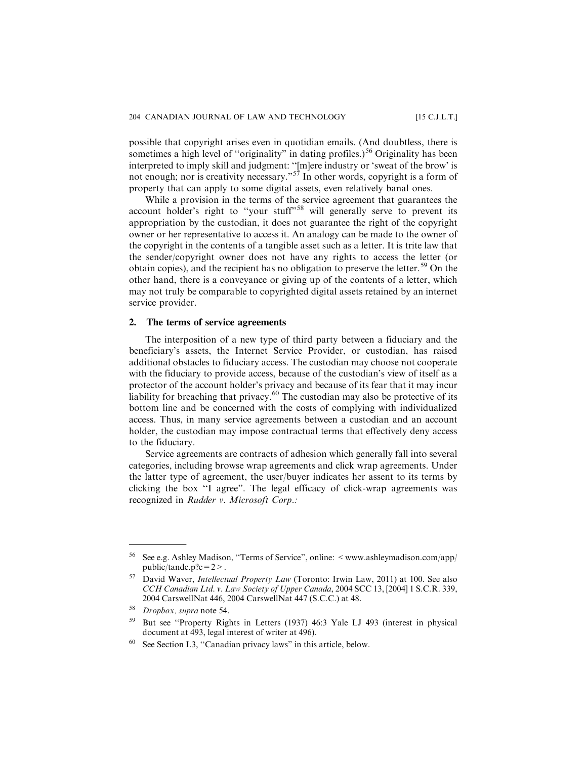possible that copyright arises even in quotidian emails. (And doubtless, there is sometimes a high level of "originality" in dating profiles.)[56] Originality has been interpreted to imply skill and judgment: "[m]ere industry or 'sweat of the brow' is not enough; nor is creativity necessary."[57] In other words, copyright is a form of property that can apply to some digital assets, even relatively banal ones.

While a provision in the terms of the service agreement that guarantees the account holder's right to "your stuff"[58] will generally serve to prevent its appropriation by the custodian, it does not guarantee the right of the copyright owner or her representative to access it. An analogy can be made to the owner of the copyright in the contents of a tangible asset such as a letter. It is trite law that the sender/copyright owner does not have any rights to access the letter (or obtain copies), and the recipient has no obligation to preserve the letter.[59] On the other hand, there is a conveyance or giving up of the contents of a letter, which may not truly be comparable to copyrighted digital assets retained by an internet service provider.

### 2. The terms of service agreements

The interposition of a new type of third party between a fiduciary and the beneficiary's assets, the Internet Service Provider, or custodian, has raised additional obstacles to fiduciary access. The custodian may choose not cooperate with the fiduciary to provide access, because of the custodian's view of itself as a protector of the account holder's privacy and because of its fear that it may incur liability for breaching that privacy.[60] The custodian may also be protective of its bottom line and be concerned with the costs of complying with individualized access. Thus, in many service agreements between a custodian and an account holder, the custodian may impose contractual terms that effectively deny access to the fiduciary.

Service agreements are contracts of adhesion which generally fall into several categories, including browse wrap agreements and click wrap agreements. Under the latter type of agreement, the user/buyer indicates her assent to its terms by clicking the box "I agree". The legal efficacy of click-wrap agreements was recognized in *Rudder v. Microsoft Corp.*:

---

56 See e.g. Ashley Madison, "Terms of Service", online: < www.ashleymadison.com/app/public/tandc.p?c = 2 >.

57 David Waver, *Intellectual Property Law* (Toronto: Irwin Law, 2011) at 100. See also *CCH Canadian Ltd. v. Law Society of Upper Canada*, 2004 SCC 13, [2004] 1 S.C.R. 339, 2004 CarswellNat 446, 2004 CarswellNat 447 (S.C.C.) at 48.

58 *Dropbox, supra* note 54.

59 But see "Property Rights in Letters (1937) 46:3 Yale LJ 493 (interest in physical document at 493, legal interest of writer at 496).

60 See Section I.3, "Canadian privacy laws" in this article, below.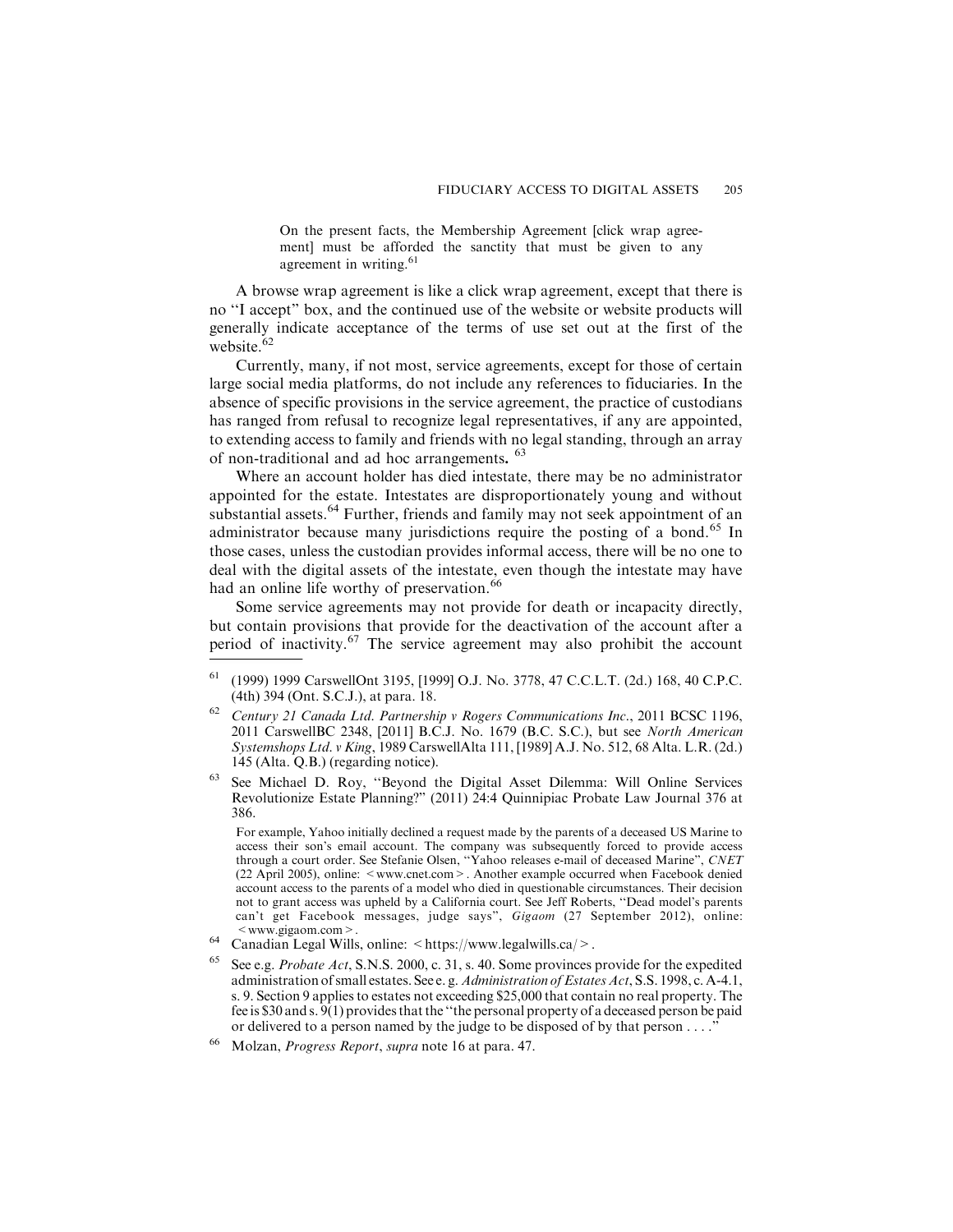> On the present facts, the Membership Agreement [click wrap agreement] must be afforded the sanctity that must be given to any agreement in writing.[61]

A browse wrap agreement is like a click wrap agreement, except that there is no "I accept" box, and the continued use of the website or website products will generally indicate acceptance of the terms of use set out at the first of the website.[62]

Currently, many, if not most, service agreements, except for those of certain large social media platforms, do not include any references to fiduciaries. In the absence of specific provisions in the service agreement, the practice of custodians has ranged from refusal to recognize legal representatives, if any are appointed, to extending access to family and friends with no legal standing, through an array of non-traditional and ad hoc arrangements**.** [63]

Where an account holder has died intestate, there may be no administrator appointed for the estate. Intestates are disproportionately young and without substantial assets.[64] Further, friends and family may not seek appointment of an administrator because many jurisdictions require the posting of a bond.[65] In those cases, unless the custodian provides informal access, there will be no one to deal with the digital assets of the intestate, even though the intestate may have had an online life worthy of preservation.[66]

Some service agreements may not provide for death or incapacity directly, but contain provisions that provide for the deactivation of the account after a period of inactivity.[67] The service agreement may also prohibit the account

---

[61] (1999) 1999 CarswellOnt 3195, [1999] O.J. No. 3778, 47 C.C.L.T. (2d.) 168, 40 C.P.C. (4th) 394 (Ont. S.C.J.), at para. 18.

[62] *Century 21 Canada Ltd. Partnership v Rogers Communications Inc*., 2011 BCSC 1196, 2011 CarswellBC 2348, [2011] B.C.J. No. 1679 (B.C. S.C.), but see *North American Systemshops Ltd. v King*, 1989 CarswellAlta 111, [1989] A.J. No. 512, 68 Alta. L.R. (2d.) 145 (Alta. Q.B.) (regarding notice).

[63] See Michael D. Roy, "Beyond the Digital Asset Dilemma: Will Online Services Revolutionize Estate Planning?" (2011) 24:4 Quinnipiac Probate Law Journal 376 at 386.

For example, Yahoo initially declined a request made by the parents of a deceased US Marine to access their son's email account. The company was subsequently forced to provide access through a court order. See Stefanie Olsen, "Yahoo releases e-mail of deceased Marine", *CNET* (22 April 2005), online: < www.cnet.com >. Another example occurred when Facebook denied account access to the parents of a model who died in questionable circumstances. Their decision not to grant access was upheld by a California court. See Jeff Roberts, "Dead model's parents can't get Facebook messages, judge says", *Gigaom* (27 September 2012), online: < www.gigaom.com >.

[64] Canadian Legal Wills, online: < https://www.legalwills.ca/ >.

[65] See e.g. *Probate Act*, S.N.S. 2000, c. 31, s. 40. Some provinces provide for the expedited administration of small estates. See e. g. *Administration of Estates Act*, S.S. 1998, c. A-4.1, s. 9. Section 9 applies to estates not exceeding $25,000 that contain no real property. The fee is $30 and s. 9(1) provides that the "the personal property of a deceased person be paid or delivered to a person named by the judge to be disposed of by that person . . . ."

[66] Molzan, *Progress Report*, *supra* note 16 at para. 47.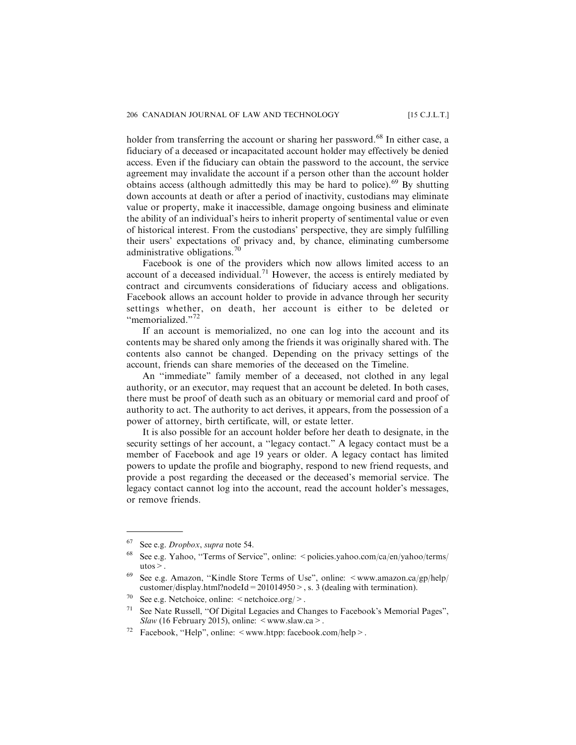holder from transferring the account or sharing her password.[68] In either case, a fiduciary of a deceased or incapacitated account holder may effectively be denied access. Even if the fiduciary can obtain the password to the account, the service agreement may invalidate the account if a person other than the account holder obtains access (although admittedly this may be hard to police).[69] By shutting down accounts at death or after a period of inactivity, custodians may eliminate value or property, make it inaccessible, damage ongoing business and eliminate the ability of an individual's heirs to inherit property of sentimental value or even of historical interest. From the custodians' perspective, they are simply fulfilling their users' expectations of privacy and, by chance, eliminating cumbersome administrative obligations.[70]

Facebook is one of the providers which now allows limited access to an account of a deceased individual.[71] However, the access is entirely mediated by contract and circumvents considerations of fiduciary access and obligations. Facebook allows an account holder to provide in advance through her security settings whether, on death, her account is either to be deleted or "memorialized."[72]

If an account is memorialized, no one can log into the account and its contents may be shared only among the friends it was originally shared with. The contents also cannot be changed. Depending on the privacy settings of the account, friends can share memories of the deceased on the Timeline.

An "immediate" family member of a deceased, not clothed in any legal authority, or an executor, may request that an account be deleted. In both cases, there must be proof of death such as an obituary or memorial card and proof of authority to act. The authority to act derives, it appears, from the possession of a power of attorney, birth certificate, will, or estate letter.

It is also possible for an account holder before her death to designate, in the security settings of her account, a "legacy contact." A legacy contact must be a member of Facebook and age 19 years or older. A legacy contact has limited powers to update the profile and biography, respond to new friend requests, and provide a post regarding the deceased or the deceased's memorial service. The legacy contact cannot log into the account, read the account holder's messages, or remove friends.

---

[67] See e.g. *Dropbox*, *supra* note 54.

[68] See e.g. Yahoo, "Terms of Service", online: < policies.yahoo.com/ca/en/yahoo/terms/utos >.

[69] See e.g. Amazon, "Kindle Store Terms of Use", online: < www.amazon.ca/gp/help/customer/display.html?nodeId = 201014950 >, s. 3 (dealing with termination).

[70] See e.g. Netchoice, online: < netchoice.org/ >.

[71] See Nate Russell, "Of Digital Legacies and Changes to Facebook's Memorial Pages", *Slaw* (16 February 2015), online: < www.slaw.ca >.

[72] Facebook, "Help", online: < www.htpp: facebook.com/help >.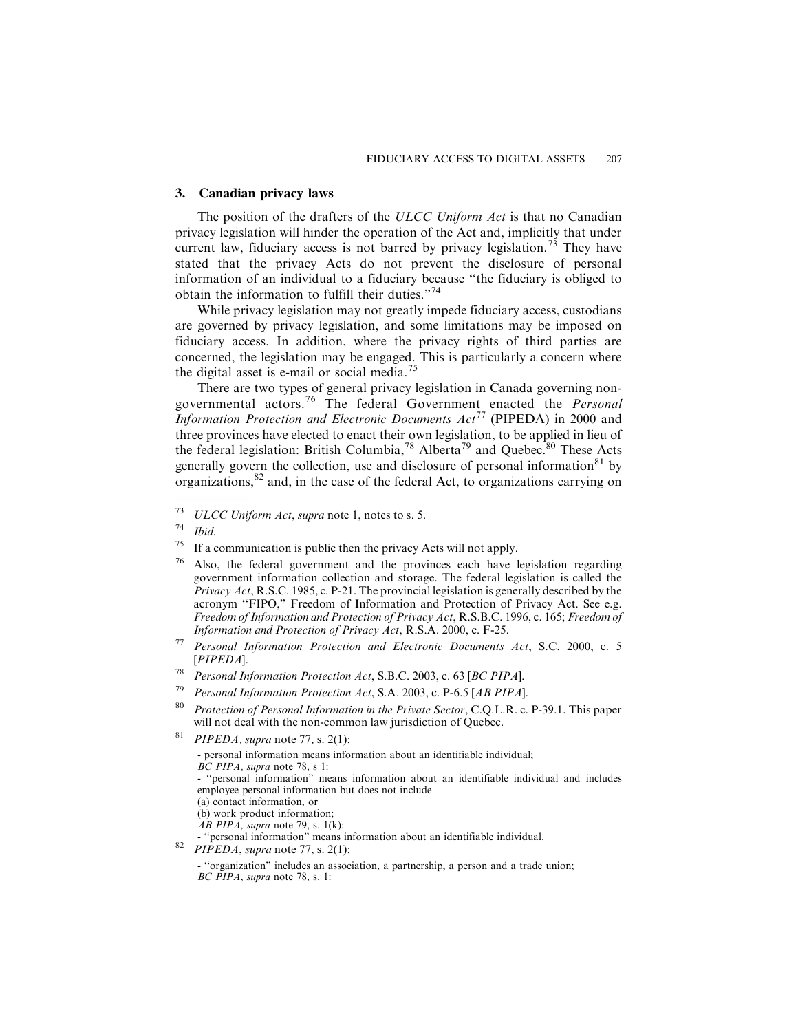### 3. Canadian privacy laws

The position of the drafters of the *ULCC Uniform Act* is that no Canadian privacy legislation will hinder the operation of the Act and, implicitly that under current law, fiduciary access is not barred by privacy legislation.[73] They have stated that the privacy Acts do not prevent the disclosure of personal information of an individual to a fiduciary because "the fiduciary is obliged to obtain the information to fulfill their duties."[74]

While privacy legislation may not greatly impede fiduciary access, custodians are governed by privacy legislation, and some limitations may be imposed on fiduciary access. In addition, where the privacy rights of third parties are concerned, the legislation may be engaged. This is particularly a concern where the digital asset is e-mail or social media.[75]

There are two types of general privacy legislation in Canada governing non-governmental actors.[76] The federal Government enacted the *Personal Information Protection and Electronic Documents Act*[77] (PIPEDA) in 2000 and three provinces have elected to enact their own legislation, to be applied in lieu of the federal legislation: British Columbia,[78] Alberta[79] and Quebec.[80] These Acts generally govern the collection, use and disclosure of personal information[81] by organizations,[82] and, in the case of the federal Act, to organizations carrying on

---

[73] *ULCC Uniform Act*, *supra* note 1, notes to s. 5.

[74] *Ibid.*

[75] If a communication is public then the privacy Acts will not apply.

[76] Also, the federal government and the provinces each have legislation regarding government information collection and storage. The federal legislation is called the *Privacy Act*, R.S.C. 1985, c. P-21. The provincial legislation is generally described by the acronym "FIPO," Freedom of Information and Protection of Privacy Act. See e.g. *Freedom of Information and Protection of Privacy Act*, R.S.B.C. 1996, c. 165; *Freedom of Information and Protection of Privacy Act*, R.S.A. 2000, c. F-25.

[77] *Personal Information Protection and Electronic Documents Act*, S.C. 2000, c. 5 [*PIPEDA*].

[78] *Personal Information Protection Act*, S.B.C. 2003, c. 63 [*BC PIPA*].

[79] *Personal Information Protection Act*, S.A. 2003, c. P-6.5 [*AB PIPA*].

[80] *Protection of Personal Information in the Private Sector*, C.Q.L.R. c. P-39.1. This paper will not deal with the non-common law jurisdiction of Quebec.

[81] *PIPEDA, supra* note 77, s. 2(1):

- personal information means information about an identifiable individual;

*BC PIPA, supra* note 78, s 1:

- "personal information" means information about an identifiable individual and includes employee personal information but does not include

(a) contact information, or

(b) work product information;

*AB PIPA, supra* note 79, s. 1(k):

- "personal information" means information about an identifiable individual.

[82] *PIPEDA*, *supra* note 77, s. 2(1):

- "organization" includes an association, a partnership, a person and a trade union;

*BC PIPA*, *supra* note 78, s. 1: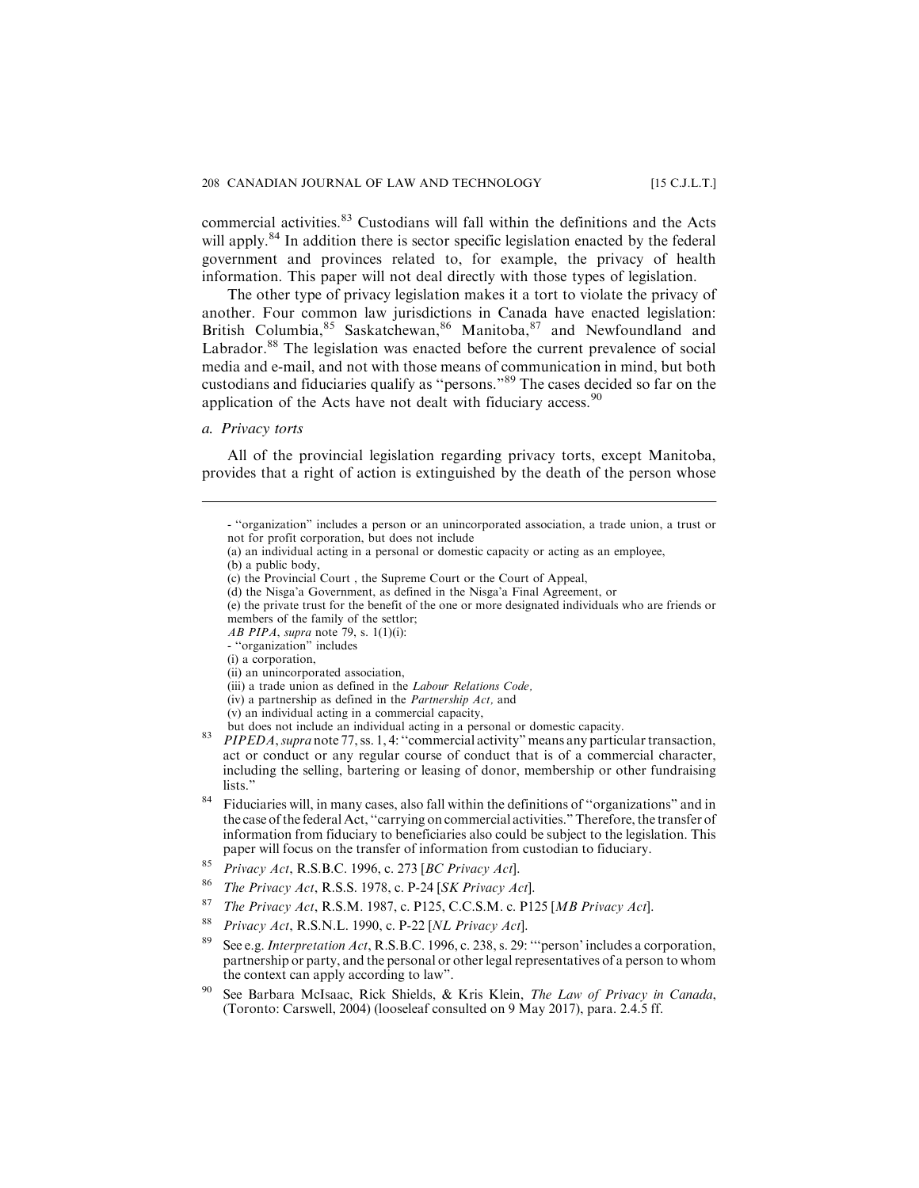commercial activities.[83] Custodians will fall within the definitions and the Acts will apply.[84] In addition there is sector specific legislation enacted by the federal government and provinces related to, for example, the privacy of health information. This paper will not deal directly with those types of legislation.

The other type of privacy legislation makes it a tort to violate the privacy of another. Four common law jurisdictions in Canada have enacted legislation: British Columbia,[85] Saskatchewan,[86] Manitoba,[87] and Newfoundland and Labrador.[88] The legislation was enacted before the current prevalence of social media and e-mail, and not with those means of communication in mind, but both custodians and fiduciaries qualify as "persons."[89] The cases decided so far on the application of the Acts have not dealt with fiduciary access.[90]

*a. Privacy torts*

All of the provincial legislation regarding privacy torts, except Manitoba, provides that a right of action is extinguished by the death of the person whose

---

- "organization" includes a person or an unincorporated association, a trade union, a trust or not for profit corporation, but does not include
(a) an individual acting in a personal or domestic capacity or acting as an employee,
(b) a public body,
(c) the Provincial Court , the Supreme Court or the Court of Appeal,
(d) the Nisga'a Government, as defined in the Nisga'a Final Agreement, or
(e) the private trust for the benefit of the one or more designated individuals who are friends or members of the family of the settlor;
*AB PIPA*, *supra* note 79, s. 1(1)(i):
- "organization" includes
(i) a corporation,
(ii) an unincorporated association,
(iii) a trade union as defined in the *Labour Relations Code,*
(iv) a partnership as defined in the *Partnership Act,* and
(v) an individual acting in a commercial capacity,
but does not include an individual acting in a personal or domestic capacity.

[83] *PIPEDA*, *supra* note 77, ss. 1, 4: "commercial activity" means any particular transaction, act or conduct or any regular course of conduct that is of a commercial character, including the selling, bartering or leasing of donor, membership or other fundraising lists."

[84] Fiduciaries will, in many cases, also fall within the definitions of "organizations" and in the case of the federal Act, "carrying on commercial activities." Therefore, the transfer of information from fiduciary to beneficiaries also could be subject to the legislation. This paper will focus on the transfer of information from custodian to fiduciary.

[85] *Privacy Act*, R.S.B.C. 1996, c. 273 [*BC Privacy Act*].

[86] *The Privacy Act*, R.S.S. 1978, c. P-24 [*SK Privacy Act*].

[87] *The Privacy Act*, R.S.M. 1987, c. P125, C.C.S.M. c. P125 [*MB Privacy Act*].

[88] *Privacy Act*, R.S.N.L. 1990, c. P-22 [*NL Privacy Act*].

[89] See e.g. *Interpretation Act*, R.S.B.C. 1996, c. 238, s. 29: "'person' includes a corporation, partnership or party, and the personal or other legal representatives of a person to whom the context can apply according to law".

[90] See Barbara McIsaac, Rick Shields, & Kris Klein, *The Law of Privacy in Canada*, (Toronto: Carswell, 2004) (looseleaf consulted on 9 May 2017), para. 2.4.5 ff.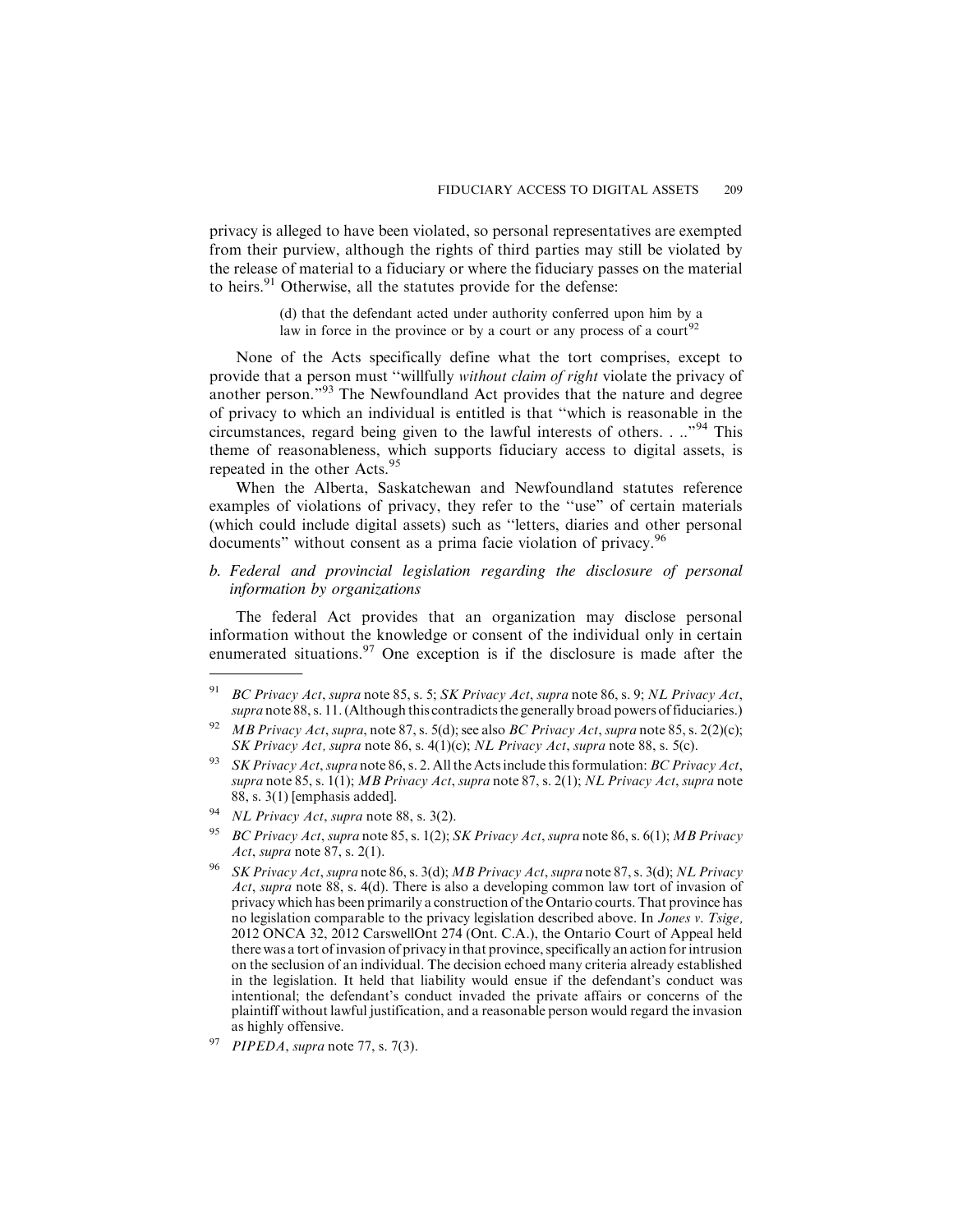privacy is alleged to have been violated, so personal representatives are exempted from their purview, although the rights of third parties may still be violated by the release of material to a fiduciary or where the fiduciary passes on the material to heirs.[91] Otherwise, all the statutes provide for the defense:

> (d) that the defendant acted under authority conferred upon him by a law in force in the province or by a court or any process of a court[92]

None of the Acts specifically define what the tort comprises, except to provide that a person must "willfully *without claim of right* violate the privacy of another person."[93] The Newfoundland Act provides that the nature and degree of privacy to which an individual is entitled is that "which is reasonable in the circumstances, regard being given to the lawful interests of others. . .."[94] This theme of reasonableness, which supports fiduciary access to digital assets, is repeated in the other Acts.[95]

When the Alberta, Saskatchewan and Newfoundland statutes reference examples of violations of privacy, they refer to the "use" of certain materials (which could include digital assets) such as "letters, diaries and other personal documents" without consent as a prima facie violation of privacy.[96]

### *b. Federal and provincial legislation regarding the disclosure of personal information by organizations*

The federal Act provides that an organization may disclose personal information without the knowledge or consent of the individual only in certain enumerated situations.[97] One exception is if the disclosure is made after the

---

[91] *BC Privacy Act*, *supra* note 85, s. 5; *SK Privacy Act*, *supra* note 86, s. 9; *NL Privacy Act*, *supra* note 88, s. 11. (Although this contradicts the generally broad powers of fiduciaries.)

[92] *MB Privacy Act*, *supra*, note 87, s. 5(d); see also *BC Privacy Act*, *supra* note 85, s. 2(2)(c); *SK Privacy Act, supra* note 86, s. 4(1)(c); *NL Privacy Act*, *supra* note 88, s. 5(c).

[93] *SK Privacy Act*, *supra* note 86, s. 2. All the Acts include this formulation: *BC Privacy Act*, *supra* note 85, s. 1(1); *MB Privacy Act*, *supra* note 87, s. 2(1); *NL Privacy Act*, *supra* note 88, s. 3(1) [emphasis added].

[94] *NL Privacy Act*, *supra* note 88, s. 3(2).

[95] *BC Privacy Act*, *supra* note 85, s. 1(2); *SK Privacy Act*, *supra* note 86, s. 6(1); *MB Privacy Act*, *supra* note 87, s. 2(1).

[96] *SK Privacy Act*, *supra* note 86, s. 3(d); *MB Privacy Act*, *supra* note 87, s. 3(d); *NL Privacy Act*, *supra* note 88, s. 4(d). There is also a developing common law tort of invasion of privacy which has been primarily a construction of the Ontario courts. That province has no legislation comparable to the privacy legislation described above. In *Jones v. Tsige,* 2012 ONCA 32, 2012 CarswellOnt 274 (Ont. C.A.), the Ontario Court of Appeal held there was a tort of invasion of privacy in that province, specifically an action for intrusion on the seclusion of an individual. The decision echoed many criteria already established in the legislation. It held that liability would ensue if the defendant's conduct was intentional; the defendant's conduct invaded the private affairs or concerns of the plaintiff without lawful justification, and a reasonable person would regard the invasion as highly offensive.

[97] *PIPEDA*, *supra* note 77, s. 7(3).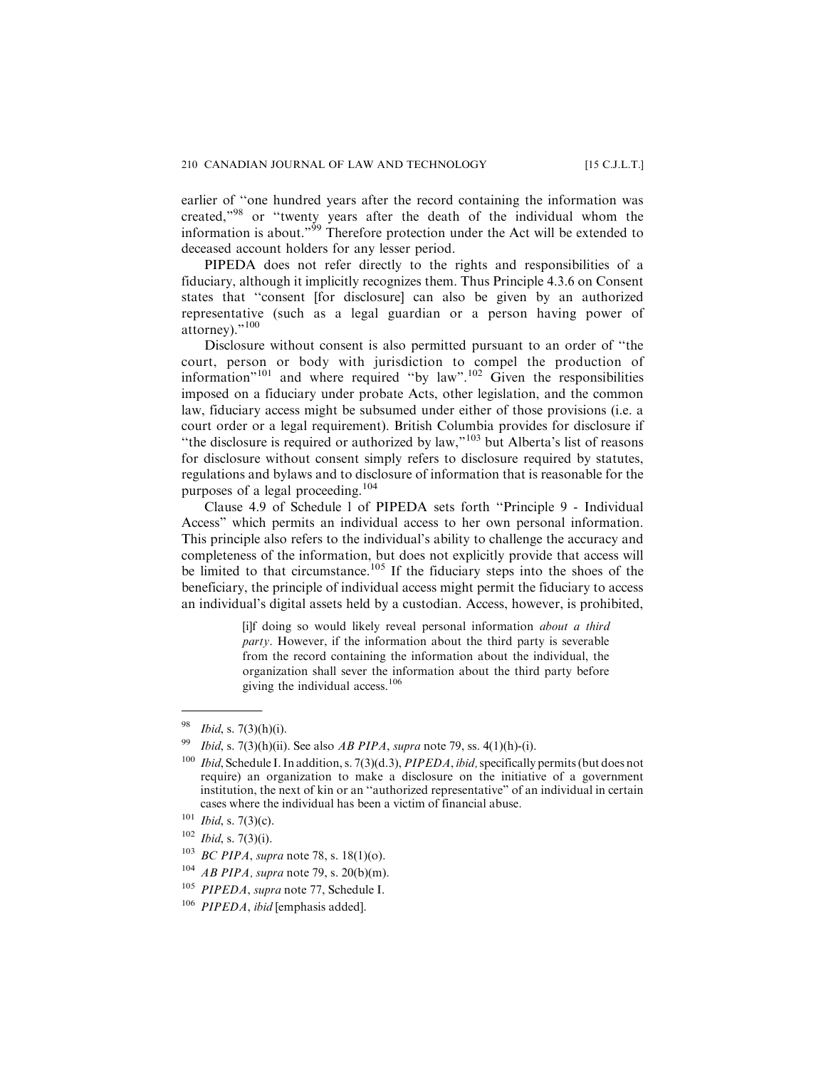earlier of "one hundred years after the record containing the information was created,"[98] or "twenty years after the death of the individual whom the information is about."[99] Therefore protection under the Act will be extended to deceased account holders for any lesser period.

PIPEDA does not refer directly to the rights and responsibilities of a fiduciary, although it implicitly recognizes them. Thus Principle 4.3.6 on Consent states that "consent [for disclosure] can also be given by an authorized representative (such as a legal guardian or a person having power of attorney)."[100]

Disclosure without consent is also permitted pursuant to an order of "the court, person or body with jurisdiction to compel the production of information"[101] and where required "by law".[102] Given the responsibilities imposed on a fiduciary under probate Acts, other legislation, and the common law, fiduciary access might be subsumed under either of those provisions (i.e. a court order or a legal requirement). British Columbia provides for disclosure if "the disclosure is required or authorized by law,"[103] but Alberta's list of reasons for disclosure without consent simply refers to disclosure required by statutes, regulations and bylaws and to disclosure of information that is reasonable for the purposes of a legal proceeding.[104]

Clause 4.9 of Schedule 1 of PIPEDA sets forth "Principle 9 - Individual Access" which permits an individual access to her own personal information. This principle also refers to the individual's ability to challenge the accuracy and completeness of the information, but does not explicitly provide that access will be limited to that circumstance.[105] If the fiduciary steps into the shoes of the beneficiary, the principle of individual access might permit the fiduciary to access an individual's digital assets held by a custodian. Access, however, is prohibited,

> [i]f doing so would likely reveal personal information *about a third party*. However, if the information about the third party is severable from the record containing the information about the individual, the organization shall sever the information about the third party before giving the individual access.[106]

---

[98] *Ibid*, s. 7(3)(h)(i).

[99] *Ibid*, s. 7(3)(h)(ii). See also *AB PIPA*, *supra* note 79, ss. 4(1)(h)-(i).

[100] *Ibid*, Schedule I. In addition, s. 7(3)(d.3), *PIPEDA*, *ibid*, specifically permits (but does not require) an organization to make a disclosure on the initiative of a government institution, the next of kin or an "authorized representative" of an individual in certain cases where the individual has been a victim of financial abuse.

[101] *Ibid*, s. 7(3)(c).

[102] *Ibid*, s. 7(3)(i).

[103] *BC PIPA*, *supra* note 78, s. 18(1)(o).

[104] *AB PIPA*, *supra* note 79, s. 20(b)(m).

[105] *PIPEDA*, *supra* note 77, Schedule I.

[106] *PIPEDA*, *ibid* [emphasis added].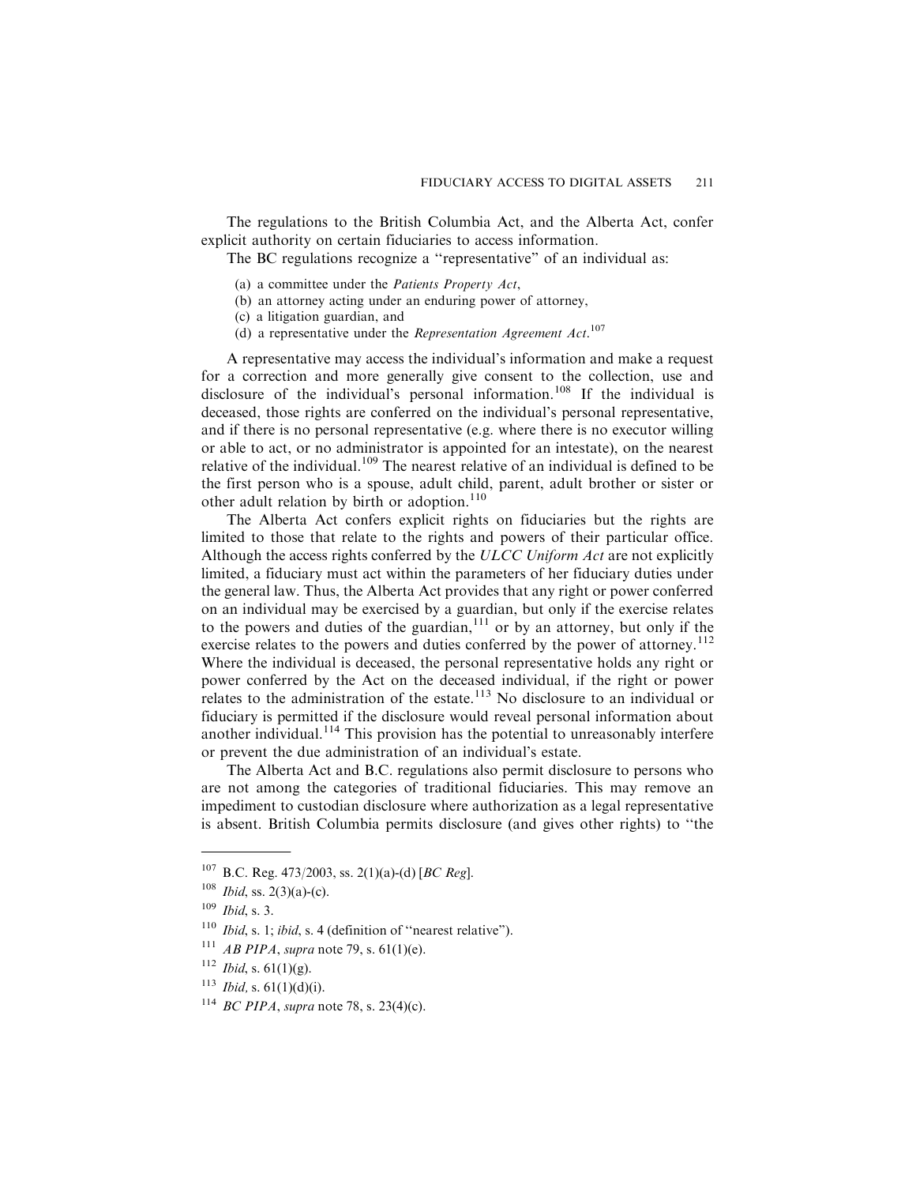The regulations to the British Columbia Act, and the Alberta Act, confer explicit authority on certain fiduciaries to access information.

The BC regulations recognize a ''representative'' of an individual as:

(a) a committee under the *Patients Property Act*,
(b) an attorney acting under an enduring power of attorney,
(c) a litigation guardian, and
(d) a representative under the *Representation Agreement Act*.[107]

A representative may access the individual's information and make a request for a correction and more generally give consent to the collection, use and disclosure of the individual's personal information.[108] If the individual is deceased, those rights are conferred on the individual's personal representative, and if there is no personal representative (e.g. where there is no executor willing or able to act, or no administrator is appointed for an intestate), on the nearest relative of the individual.[109] The nearest relative of an individual is defined to be the first person who is a spouse, adult child, parent, adult brother or sister or other adult relation by birth or adoption.[110]

The Alberta Act confers explicit rights on fiduciaries but the rights are limited to those that relate to the rights and powers of their particular office. Although the access rights conferred by the *ULCC Uniform Act* are not explicitly limited, a fiduciary must act within the parameters of her fiduciary duties under the general law. Thus, the Alberta Act provides that any right or power conferred on an individual may be exercised by a guardian, but only if the exercise relates to the powers and duties of the guardian,[111] or by an attorney, but only if the exercise relates to the powers and duties conferred by the power of attorney.[112] Where the individual is deceased, the personal representative holds any right or power conferred by the Act on the deceased individual, if the right or power relates to the administration of the estate.[113] No disclosure to an individual or fiduciary is permitted if the disclosure would reveal personal information about another individual.[114] This provision has the potential to unreasonably interfere or prevent the due administration of an individual's estate.

The Alberta Act and B.C. regulations also permit disclosure to persons who are not among the categories of traditional fiduciaries. This may remove an impediment to custodian disclosure where authorization as a legal representative is absent. British Columbia permits disclosure (and gives other rights) to ''the

---

[107] B.C. Reg. 473/2003, ss. 2(1)(a)-(d) [*BC Reg*].

[108] *Ibid*, ss. 2(3)(a)-(c).

[109] *Ibid*, s. 3.

[110] *Ibid*, s. 1; *ibid*, s. 4 (definition of ''nearest relative'').

[111] *AB PIPA*, *supra* note 79, s. 61(1)(e).

[112] *Ibid*, s. 61(1)(g).

[113] *Ibid,* s. 61(1)(d)(i).

[114] *BC PIPA*, *supra* note 78, s. 23(4)(c).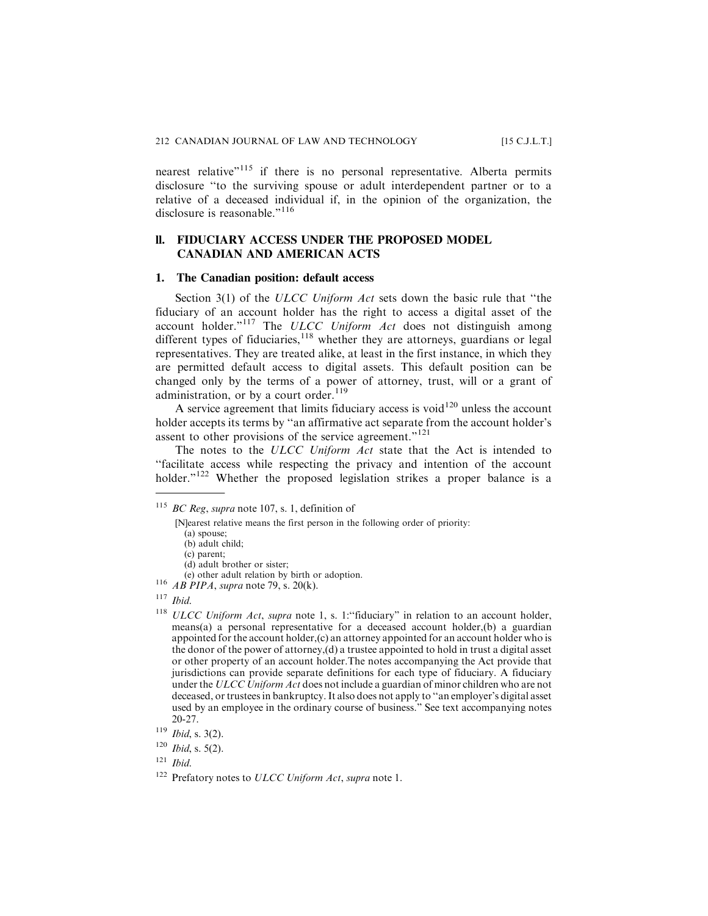nearest relative"[115] if there is no personal representative. Alberta permits disclosure "to the surviving spouse or adult interdependent partner or to a relative of a deceased individual if, in the opinion of the organization, the disclosure is reasonable."[116]

## ll. FIDUCIARY ACCESS UNDER THE PROPOSED MODEL CANADIAN AND AMERICAN ACTS

### 1. The Canadian position: default access

Section 3(1) of the *ULCC Uniform Act* sets down the basic rule that "the fiduciary of an account holder has the right to access a digital asset of the account holder."[117] The *ULCC Uniform Act* does not distinguish among different types of fiduciaries,[118] whether they are attorneys, guardians or legal representatives. They are treated alike, at least in the first instance, in which they are permitted default access to digital assets. This default position can be changed only by the terms of a power of attorney, trust, will or a grant of administration, or by a court order.[119]

A service agreement that limits fiduciary access is void[120] unless the account holder accepts its terms by "an affirmative act separate from the account holder's assent to other provisions of the service agreement."[121]

The notes to the *ULCC Uniform Act* state that the Act is intended to "facilitate access while respecting the privacy and intention of the account holder."[122] Whether the proposed legislation strikes a proper balance is a

---

[115] *BC Reg*, *supra* note 107, s. 1, definition of

[N]earest relative means the first person in the following order of priority:
(a) spouse;
(b) adult child;
(c) parent;
(d) adult brother or sister;
(e) other adult relation by birth or adoption.

[116] *AB PIPA*, *supra* note 79, s. 20(k).

[117] *Ibid.*

[118] *ULCC Uniform Act*, *supra* note 1, s. 1:"fiduciary" in relation to an account holder, means(a) a personal representative for a deceased account holder,(b) a guardian appointed for the account holder,(c) an attorney appointed for an account holder who is the donor of the power of attorney,(d) a trustee appointed to hold in trust a digital asset or other property of an account holder.The notes accompanying the Act provide that jurisdictions can provide separate definitions for each type of fiduciary. A fiduciary under the *ULCC Uniform Act* does not include a guardian of minor children who are not deceased, or trustees in bankruptcy. It also does not apply to "an employer's digital asset used by an employee in the ordinary course of business." See text accompanying notes 20-27.

[119] *Ibid*, s. 3(2).

[120] *Ibid*, s. 5(2).

[121] *Ibid.*

[122] Prefatory notes to *ULCC Uniform Act*, *supra* note 1.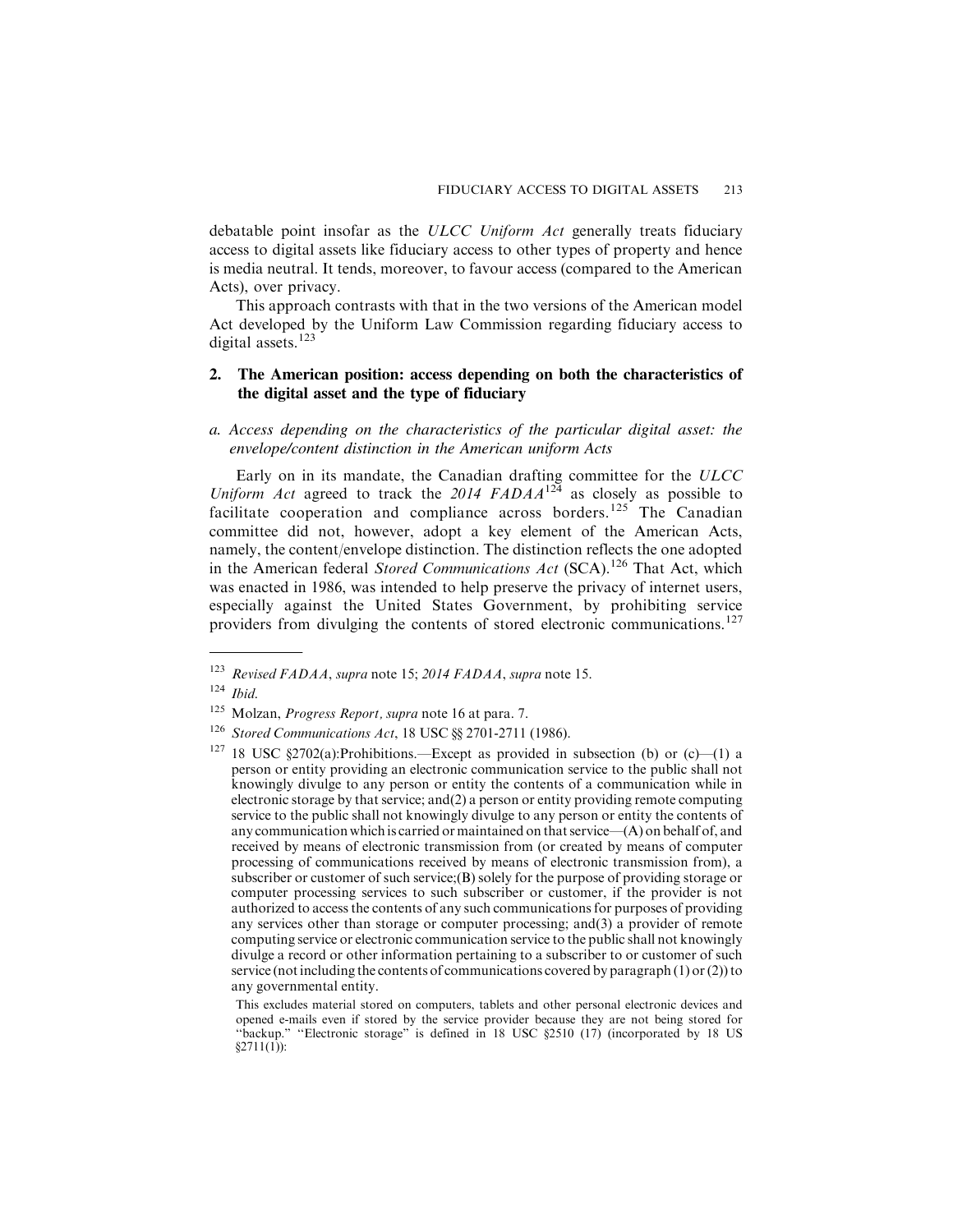debatable point insofar as the *ULCC Uniform Act* generally treats fiduciary access to digital assets like fiduciary access to other types of property and hence is media neutral. It tends, moreover, to favour access (compared to the American Acts), over privacy.

This approach contrasts with that in the two versions of the American model Act developed by the Uniform Law Commission regarding fiduciary access to digital assets.[123]

## 2. The American position: access depending on both the characteristics of the digital asset and the type of fiduciary

### *a. Access depending on the characteristics of the particular digital asset: the envelope/content distinction in the American uniform Acts*

Early on in its mandate, the Canadian drafting committee for the *ULCC Uniform Act* agreed to track the *2014 FADAA*[124] as closely as possible to facilitate cooperation and compliance across borders.[125] The Canadian committee did not, however, adopt a key element of the American Acts, namely, the content/envelope distinction. The distinction reflects the one adopted in the American federal *Stored Communications Act* (SCA).[126] That Act, which was enacted in 1986, was intended to help preserve the privacy of internet users, especially against the United States Government, by prohibiting service providers from divulging the contents of stored electronic communications.[127]

---

[123] *Revised FADAA*, *supra* note 15; *2014 FADAA*, *supra* note 15.

[124] *Ibid.*

[125] Molzan, *Progress Report, supra* note 16 at para. 7.

[126] *Stored Communications Act*, 18 USC §§ 2701-2711 (1986).

[127] 18 USC §2702(a):Prohibitions.—Except as provided in subsection (b) or (c)—(1) a person or entity providing an electronic communication service to the public shall not knowingly divulge to any person or entity the contents of a communication while in electronic storage by that service; and(2) a person or entity providing remote computing service to the public shall not knowingly divulge to any person or entity the contents of any communication which is carried or maintained on that service—(A) on behalf of, and received by means of electronic transmission from (or created by means of computer processing of communications received by means of electronic transmission from), a subscriber or customer of such service;(B) solely for the purpose of providing storage or computer processing services to such subscriber or customer, if the provider is not authorized to access the contents of any such communications for purposes of providing any services other than storage or computer processing; and(3) a provider of remote computing service or electronic communication service to the public shall not knowingly divulge a record or other information pertaining to a subscriber to or customer of such service (not including the contents of communications covered by paragraph (1) or (2)) to any governmental entity.

This excludes material stored on computers, tablets and other personal electronic devices and opened e-mails even if stored by the service provider because they are not being stored for "backup." "Electronic storage" is defined in 18 USC §2510 (17) (incorporated by 18 US §2711(1)):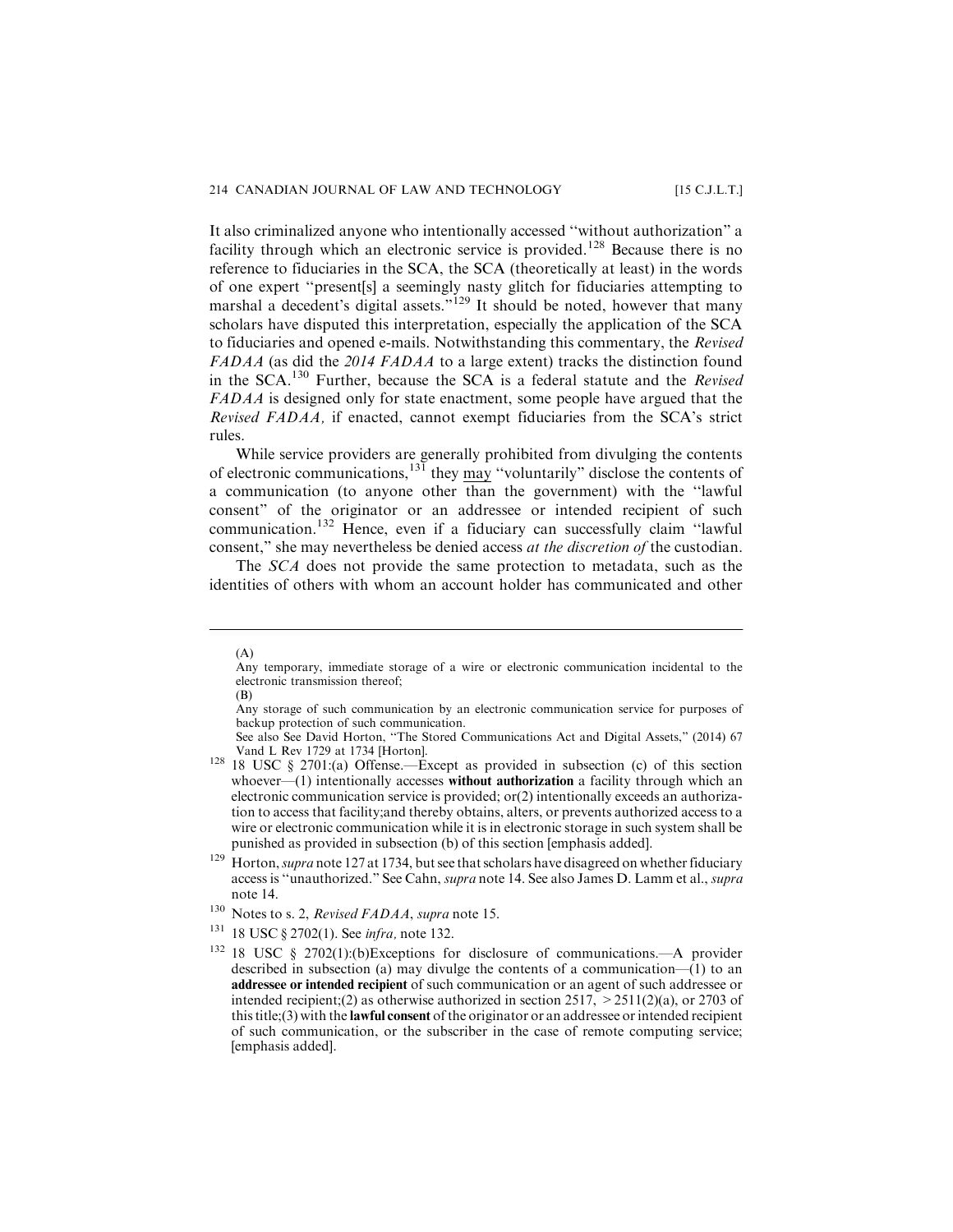It also criminalized anyone who intentionally accessed "without authorization" a facility through which an electronic service is provided.[128] Because there is no reference to fiduciaries in the SCA, the SCA (theoretically at least) in the words of one expert "present[s] a seemingly nasty glitch for fiduciaries attempting to marshal a decedent's digital assets."[129] It should be noted, however that many scholars have disputed this interpretation, especially the application of the SCA to fiduciaries and opened e-mails. Notwithstanding this commentary, the *Revised FADAA* (as did the *2014 FADAA* to a large extent) tracks the distinction found in the SCA.[130] Further, because the SCA is a federal statute and the *Revised FADAA* is designed only for state enactment, some people have argued that the *Revised FADAA,* if enacted, cannot exempt fiduciaries from the SCA's strict rules.

While service providers are generally prohibited from divulging the contents of electronic communications,[131] they may "voluntarily" disclose the contents of a communication (to anyone other than the government) with the "lawful consent" of the originator or an addressee or intended recipient of such communication.[132] Hence, even if a fiduciary can successfully claim "lawful consent," she may nevertheless be denied access *at the discretion of* the custodian.

The *SCA* does not provide the same protection to metadata, such as the identities of others with whom an account holder has communicated and other

---

(A)
Any temporary, immediate storage of a wire or electronic communication incidental to the electronic transmission thereof;
(B)
Any storage of such communication by an electronic communication service for purposes of backup protection of such communication.
See also See David Horton, "The Stored Communications Act and Digital Assets," (2014) 67 Vand L Rev 1729 at 1734 [Horton].

[128] 18 USC § 2701:(a) Offense.—Except as provided in subsection (c) of this section whoever—(1) intentionally accesses **without authorization** a facility through which an electronic communication service is provided; or(2) intentionally exceeds an authorization to access that facility;and thereby obtains, alters, or prevents authorized access to a wire or electronic communication while it is in electronic storage in such system shall be punished as provided in subsection (b) of this section [emphasis added].

[129] Horton, *supra* note 127 at 1734, but see that scholars have disagreed on whether fiduciary access is "unauthorized." See Cahn, *supra* note 14. See also James D. Lamm et al., *supra* note 14.

[130] Notes to s. 2, *Revised FADAA*, *supra* note 15.

[131] 18 USC § 2702(1). See *infra,* note 132.

[132] 18 USC § 2702(1):(b)Exceptions for disclosure of communications.—A provider described in subsection (a) may divulge the contents of a communication—(1) to an **addressee or intended recipient** of such communication or an agent of such addressee or intended recipient;(2) as otherwise authorized in section 2517, > 2511(2)(a), or 2703 of this title;(3) with the **lawful consent** of the originator or an addressee or intended recipient of such communication, or the subscriber in the case of remote computing service; [emphasis added].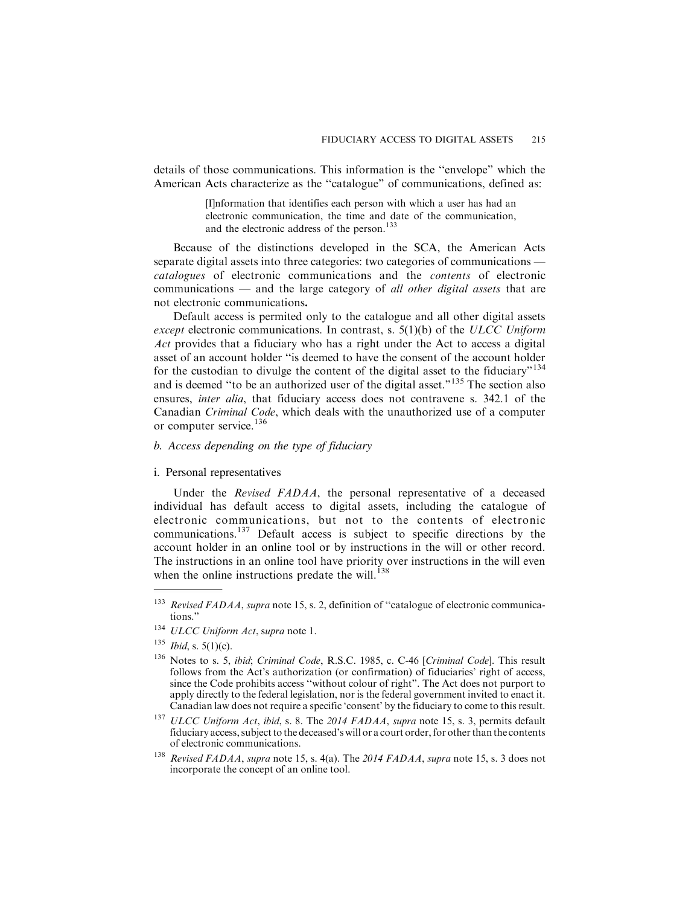details of those communications. This information is the "envelope" which the American Acts characterize as the "catalogue" of communications, defined as:

> [I]nformation that identifies each person with which a user has had an electronic communication, the time and date of the communication, and the electronic address of the person.[133]

Because of the distinctions developed in the SCA, the American Acts separate digital assets into three categories: two categories of communications — *catalogues* of electronic communications and the *contents* of electronic communications — and the large category of *all other digital assets* that are not electronic communications**.**

Default access is permited only to the catalogue and all other digital assets *except* electronic communications. In contrast, s. 5(1)(b) of the *ULCC Uniform Act* provides that a fiduciary who has a right under the Act to access a digital asset of an account holder "is deemed to have the consent of the account holder for the custodian to divulge the content of the digital asset to the fiduciary"[134] and is deemed "to be an authorized user of the digital asset."[135] The section also ensures, *inter alia*, that fiduciary access does not contravene s. 342.1 of the Canadian *Criminal Code*, which deals with the unauthorized use of a computer or computer service.[136]

### *b. Access depending on the type of fiduciary*

#### i. Personal representatives

Under the *Revised FADAA*, the personal representative of a deceased individual has default access to digital assets, including the catalogue of electronic communications, but not to the contents of electronic communications.[137] Default access is subject to specific directions by the account holder in an online tool or by instructions in the will or other record. The instructions in an online tool have priority over instructions in the will even when the online instructions predate the will.[138]

---

[133] *Revised FADAA*, *supra* note 15, s. 2, definition of "catalogue of electronic communications."

[134] *ULCC Uniform Act*, supra note 1.

[135] *Ibid*, s. 5(1)(c).

[136] Notes to s. 5, *ibid*; *Criminal Code*, R.S.C. 1985, c. C-46 [*Criminal Code*]. This result follows from the Act's authorization (or confirmation) of fiduciaries' right of access, since the Code prohibits access "without colour of right". The Act does not purport to apply directly to the federal legislation, nor is the federal government invited to enact it. Canadian law does not require a specific 'consent' by the fiduciary to come to this result.

[137] *ULCC Uniform Act*, *ibid*, s. 8. The *2014 FADAA*, *supra* note 15, s. 3, permits default fiduciary access, subject to the deceased's will or a court order, for other than the contents of electronic communications.

[138] *Revised FADAA*, *supra* note 15, s. 4(a). The *2014 FADAA*, *supra* note 15, s. 3 does not incorporate the concept of an online tool.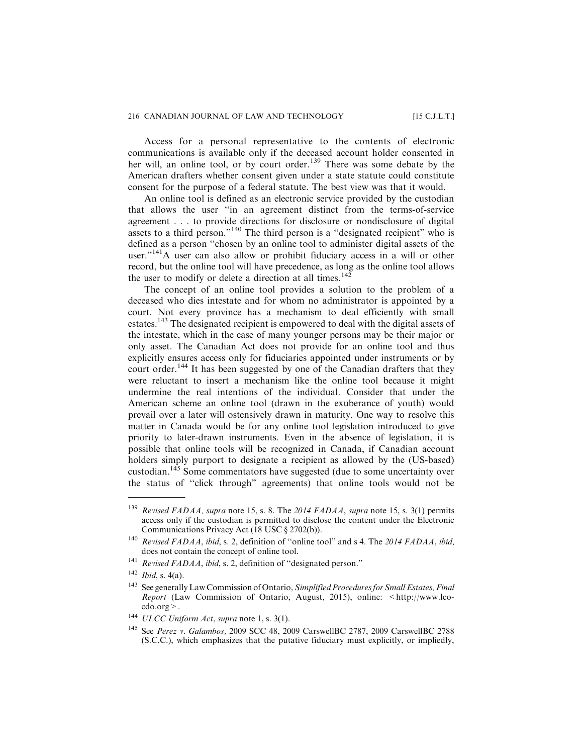Access for a personal representative to the contents of electronic communications is available only if the deceased account holder consented in her will, an online tool, or by court order.[139] There was some debate by the American drafters whether consent given under a state statute could constitute consent for the purpose of a federal statute. The best view was that it would.

An online tool is defined as an electronic service provided by the custodian that allows the user "in an agreement distinct from the terms-of-service agreement . . . to provide directions for disclosure or nondisclosure of digital assets to a third person."[140] The third person is a "designated recipient" who is defined as a person "chosen by an online tool to administer digital assets of the user."[141]A user can also allow or prohibit fiduciary access in a will or other record, but the online tool will have precedence, as long as the online tool allows the user to modify or delete a direction at all times.[142]

The concept of an online tool provides a solution to the problem of a deceased who dies intestate and for whom no administrator is appointed by a court. Not every province has a mechanism to deal efficiently with small estates.[143] The designated recipient is empowered to deal with the digital assets of the intestate, which in the case of many younger persons may be their major or only asset. The Canadian Act does not provide for an online tool and thus explicitly ensures access only for fiduciaries appointed under instruments or by court order.[144] It has been suggested by one of the Canadian drafters that they were reluctant to insert a mechanism like the online tool because it might undermine the real intentions of the individual. Consider that under the American scheme an online tool (drawn in the exuberance of youth) would prevail over a later will ostensively drawn in maturity. One way to resolve this matter in Canada would be for any online tool legislation introduced to give priority to later-drawn instruments. Even in the absence of legislation, it is possible that online tools will be recognized in Canada, if Canadian account holders simply purport to designate a recipient as allowed by the (US-based) custodian.[145] Some commentators have suggested (due to some uncertainty over the status of "click through" agreements) that online tools would not be

---

[139] *Revised FADAA, supra* note 15, s. 8. The *2014 FADAA*, *supra* note 15, s. 3(1) permits access only if the custodian is permitted to disclose the content under the Electronic Communications Privacy Act (18 USC § 2702(b)).

[140] *Revised FADAA*, *ibid*, s. 2, definition of "online tool" and s 4. The *2014 FADAA*, *ibid,* does not contain the concept of online tool.

[141] *Revised FADAA*, *ibid*, s. 2, definition of "designated person."

[142] *Ibid*, s. 4(a).

[143] See generally Law Commission of Ontario, *Simplified Procedures for Small Estates, Final Report* (Law Commission of Ontario, August, 2015), online: < http://www.lco-cdo.org > .

[144] *ULCC Uniform Act*, *supra* note 1, s. 3(1).

[145] See *Perez v. Galambos,* 2009 SCC 48, 2009 CarswellBC 2787, 2009 CarswellBC 2788 (S.C.C.), which emphasizes that the putative fiduciary must explicitly, or impliedly,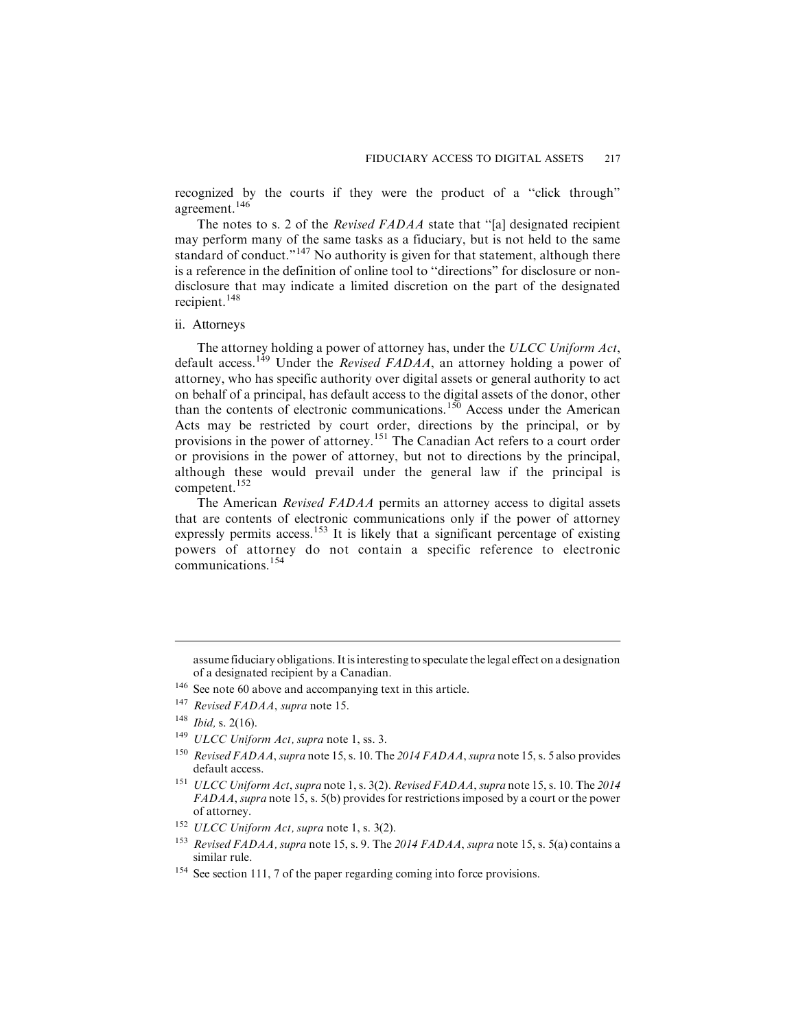recognized by the courts if they were the product of a "click through" agreement.[146]

The notes to s. 2 of the *Revised FADAA* state that "[a] designated recipient may perform many of the same tasks as a fiduciary, but is not held to the same standard of conduct."[147] No authority is given for that statement, although there is a reference in the definition of online tool to "directions" for disclosure or non-disclosure that may indicate a limited discretion on the part of the designated recipient.[148]

### ii. Attorneys

The attorney holding a power of attorney has, under the *ULCC Uniform Act*, default access.[149] Under the *Revised FADAA*, an attorney holding a power of attorney, who has specific authority over digital assets or general authority to act on behalf of a principal, has default access to the digital assets of the donor, other than the contents of electronic communications.[150] Access under the American Acts may be restricted by court order, directions by the principal, or by provisions in the power of attorney.[151] The Canadian Act refers to a court order or provisions in the power of attorney, but not to directions by the principal, although these would prevail under the general law if the principal is competent.[152]

The American *Revised FADAA* permits an attorney access to digital assets that are contents of electronic communications only if the power of attorney expressly permits access.[153] It is likely that a significant percentage of existing powers of attorney do not contain a specific reference to electronic communications.[154]

---

assume fiduciary obligations. It is interesting to speculate the legal effect on a designation of a designated recipient by a Canadian.

[146] See note 60 above and accompanying text in this article.

[147] *Revised FADAA*, *supra* note 15.

[148] *Ibid,* s. 2(16).

[149] *ULCC Uniform Act, supra* note 1, ss. 3.

[150] *Revised FADAA*, *supra* note 15, s. 10. The *2014 FADAA*, *supra* note 15, s. 5 also provides default access.

[151] *ULCC Uniform Act*, *supra* note 1, s. 3(2). *Revised FADAA*, *supra* note 15, s. 10. The *2014 FADAA*, *supra* note 15, s. 5(b) provides for restrictions imposed by a court or the power of attorney.

[152] *ULCC Uniform Act, supra* note 1, s. 3(2).

[153] *Revised FADAA, supra* note 15, s. 9. The *2014 FADAA*, *supra* note 15, s. 5(a) contains a similar rule.

[154] See section 111, 7 of the paper regarding coming into force provisions.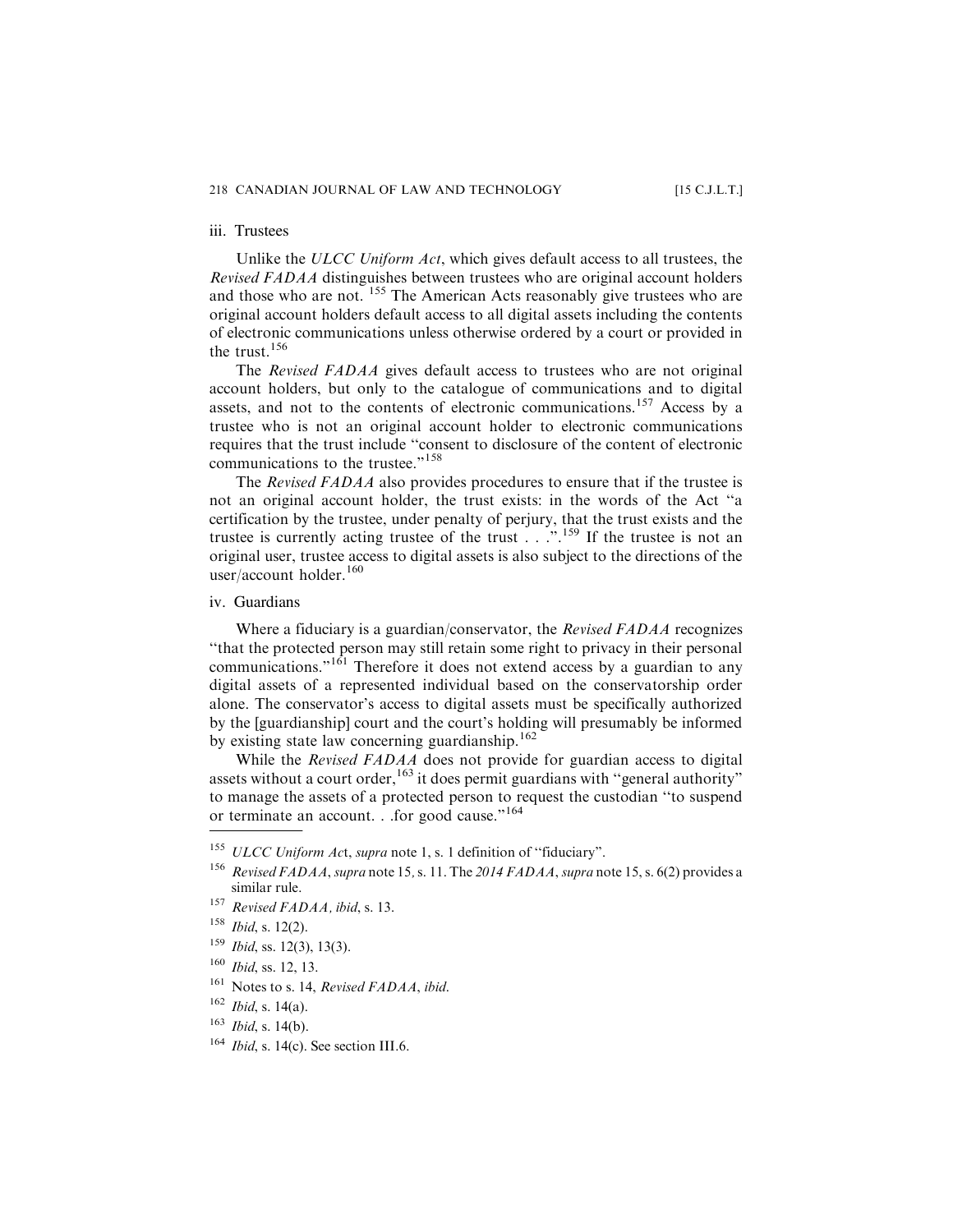### iii. Trustees

Unlike the *ULCC Uniform Act*, which gives default access to all trustees, the *Revised FADAA* distinguishes between trustees who are original account holders and those who are not. [155] The American Acts reasonably give trustees who are original account holders default access to all digital assets including the contents of electronic communications unless otherwise ordered by a court or provided in the trust.[156]

The *Revised FADAA* gives default access to trustees who are not original account holders, but only to the catalogue of communications and to digital assets, and not to the contents of electronic communications.[157] Access by a trustee who is not an original account holder to electronic communications requires that the trust include "consent to disclosure of the content of electronic communications to the trustee."[158]

The *Revised FADAA* also provides procedures to ensure that if the trustee is not an original account holder, the trust exists: in the words of the Act "a certification by the trustee, under penalty of perjury, that the trust exists and the trustee is currently acting trustee of the trust . . .".[159] If the trustee is not an original user, trustee access to digital assets is also subject to the directions of the user/account holder.[160]

### iv. Guardians

Where a fiduciary is a guardian/conservator, the *Revised FADAA* recognizes "that the protected person may still retain some right to privacy in their personal communications."[161] Therefore it does not extend access by a guardian to any digital assets of a represented individual based on the conservatorship order alone. The conservator's access to digital assets must be specifically authorized by the [guardianship] court and the court's holding will presumably be informed by existing state law concerning guardianship.[162]

While the *Revised FADAA* does not provide for guardian access to digital assets without a court order,[163] it does permit guardians with "general authority" to manage the assets of a protected person to request the custodian "to suspend or terminate an account. . .for good cause."[164]

---

155 *ULCC Uniform Ac*t, *supra* note 1, s. 1 definition of "fiduciary".

156 *Revised FADAA*, *supra* note 15, s. 11. The *2014 FADAA*, *supra* note 15, s. 6(2) provides a similar rule.

157 *Revised FADAA, ibid*, s. 13.

158 *Ibid*, s. 12(2).

159 *Ibid*, ss. 12(3), 13(3).

160 *Ibid*, ss. 12, 13.

161 Notes to s. 14, *Revised FADAA*, *ibid*.

162 *Ibid*, s. 14(a).

163 *Ibid*, s. 14(b).

164 *Ibid*, s. 14(c). See section III.6.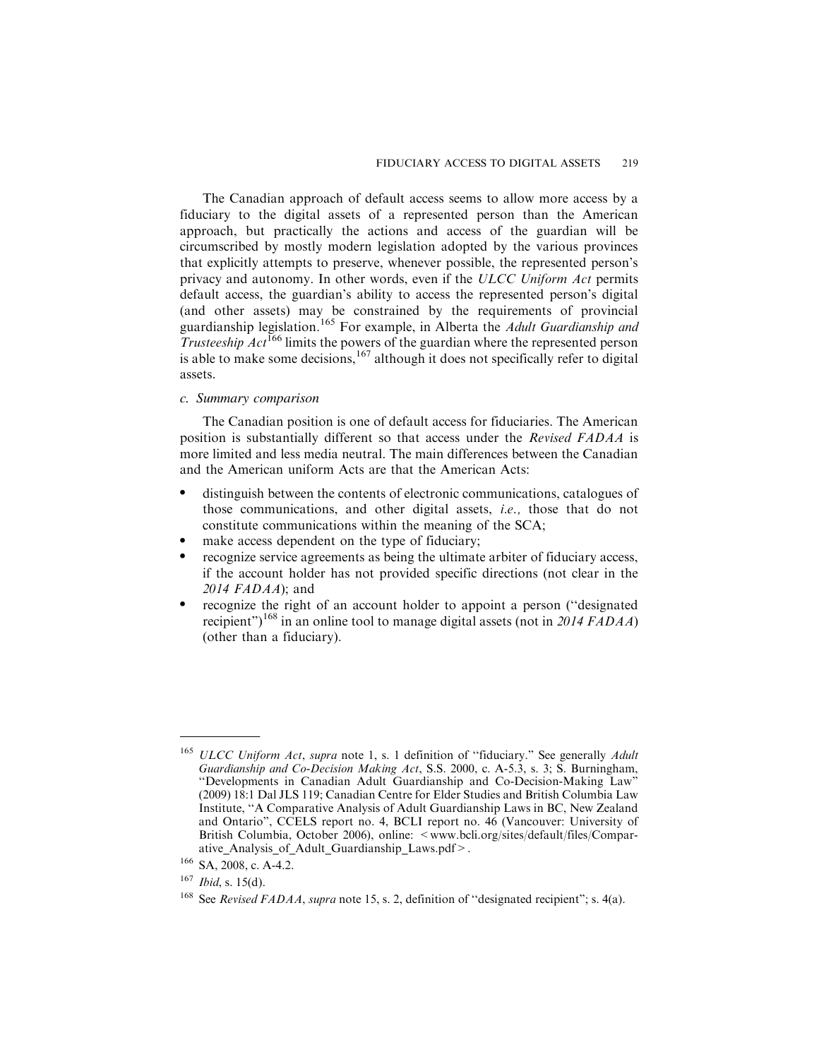The Canadian approach of default access seems to allow more access by a fiduciary to the digital assets of a represented person than the American approach, but practically the actions and access of the guardian will be circumscribed by mostly modern legislation adopted by the various provinces that explicitly attempts to preserve, whenever possible, the represented person's privacy and autonomy. In other words, even if the *ULCC Uniform Act* permits default access, the guardian's ability to access the represented person's digital (and other assets) may be constrained by the requirements of provincial guardianship legislation.[165] For example, in Alberta the *Adult Guardianship and Trusteeship Act*[166] limits the powers of the guardian where the represented person is able to make some decisions,[167] although it does not specifically refer to digital assets.

### *c. Summary comparison*

The Canadian position is one of default access for fiduciaries. The American position is substantially different so that access under the *Revised FADAA* is more limited and less media neutral. The main differences between the Canadian and the American uniform Acts are that the American Acts:

- distinguish between the contents of electronic communications, catalogues of those communications, and other digital assets, *i.e.,* those that do not constitute communications within the meaning of the SCA;
- make access dependent on the type of fiduciary;
- recognize service agreements as being the ultimate arbiter of fiduciary access, if the account holder has not provided specific directions (not clear in the *2014 FADAA*); and
- recognize the right of an account holder to appoint a person ("designated recipient")[168] in an online tool to manage digital assets (not in *2014 FADAA*) (other than a fiduciary).

---

[165] *ULCC Uniform Act*, *supra* note 1, s. 1 definition of "fiduciary." See generally *Adult Guardianship and Co-Decision Making Act*, S.S. 2000, c. A-5.3, s. 3; S. Burningham, "Developments in Canadian Adult Guardianship and Co-Decision-Making Law" (2009) 18:1 Dal JLS 119; Canadian Centre for Elder Studies and British Columbia Law Institute, "A Comparative Analysis of Adult Guardianship Laws in BC, New Zealand and Ontario", CCELS report no. 4, BCLI report no. 46 (Vancouver: University of British Columbia, October 2006), online: < www.bcli.org/sites/default/files/Comparative_Analysis_of_Adult_Guardianship_Laws.pdf > .

[166] SA, 2008, c. A-4.2.

[167] *Ibid*, s. 15(d).

[168] See *Revised FADAA*, *supra* note 15, s. 2, definition of "designated recipient"; s. 4(a).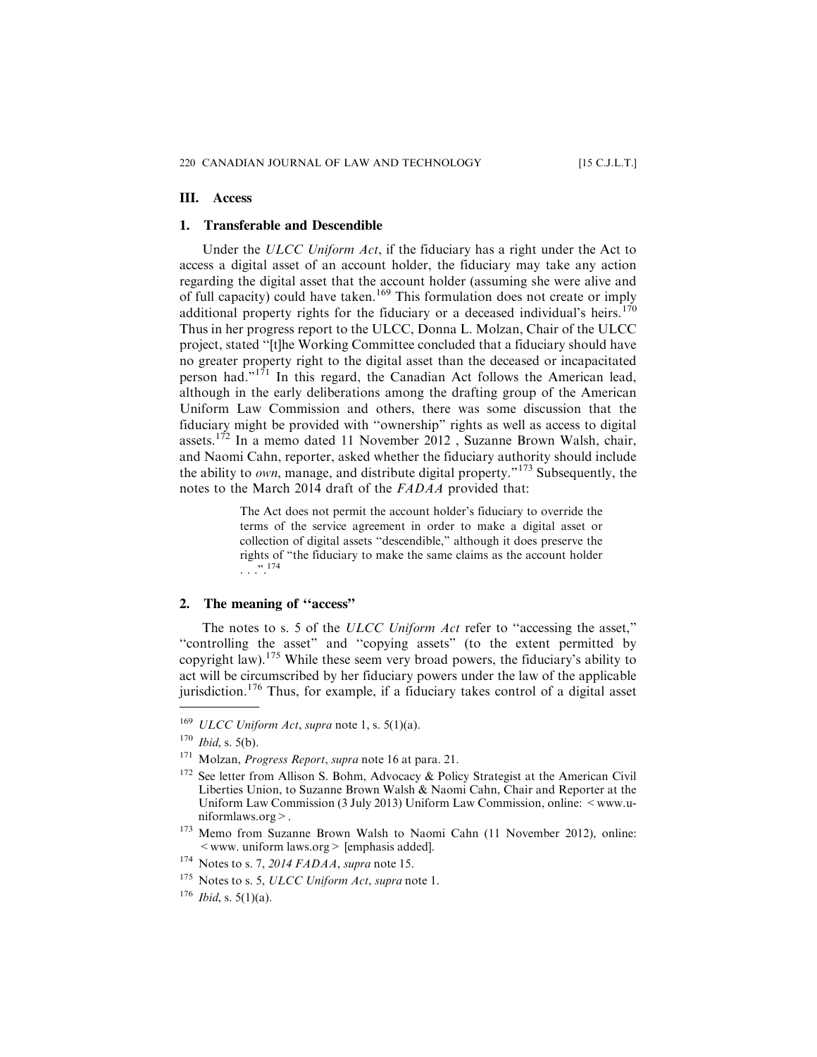## III. Access

### 1. Transferable and Descendible

Under the *ULCC Uniform Act*, if the fiduciary has a right under the Act to access a digital asset of an account holder, the fiduciary may take any action regarding the digital asset that the account holder (assuming she were alive and of full capacity) could have taken.[169] This formulation does not create or imply additional property rights for the fiduciary or a deceased individual's heirs.[170] Thus in her progress report to the ULCC, Donna L. Molzan, Chair of the ULCC project, stated "[t]he Working Committee concluded that a fiduciary should have no greater property right to the digital asset than the deceased or incapacitated person had."[171] In this regard, the Canadian Act follows the American lead, although in the early deliberations among the drafting group of the American Uniform Law Commission and others, there was some discussion that the fiduciary might be provided with "ownership" rights as well as access to digital assets.[172] In a memo dated 11 November 2012 , Suzanne Brown Walsh, chair, and Naomi Cahn, reporter, asked whether the fiduciary authority should include the ability to *own*, manage, and distribute digital property."[173] Subsequently, the notes to the March 2014 draft of the *FADAA* provided that:

> The Act does not permit the account holder's fiduciary to override the terms of the service agreement in order to make a digital asset or collection of digital assets "descendible," although it does preserve the rights of "the fiduciary to make the same claims as the account holder . . . ".[174]

### 2. The meaning of "access"

The notes to s. 5 of the *ULCC Uniform Act* refer to "accessing the asset," "controlling the asset" and "copying assets" (to the extent permitted by copyright law).[175] While these seem very broad powers, the fiduciary's ability to act will be circumscribed by her fiduciary powers under the law of the applicable jurisdiction.[176] Thus, for example, if a fiduciary takes control of a digital asset

---

[169] *ULCC Uniform Act*, *supra* note 1, s. 5(1)(a).

[170] *Ibid*, s. 5(b).

[171] Molzan, *Progress Report*, *supra* note 16 at para. 21.

[172] See letter from Allison S. Bohm, Advocacy & Policy Strategist at the American Civil Liberties Union, to Suzanne Brown Walsh & Naomi Cahn, Chair and Reporter at the Uniform Law Commission (3 July 2013) Uniform Law Commission, online: < www.uniformlaws.org > .

[173] Memo from Suzanne Brown Walsh to Naomi Cahn (11 November 2012), online: < www. uniform laws.org > [emphasis added].

[174] Notes to s. 7, *2014 FADAA*, *supra* note 15.

[175] Notes to s. 5, *ULCC Uniform Act*, *supra* note 1.

[176] *Ibid*, s. 5(1)(a).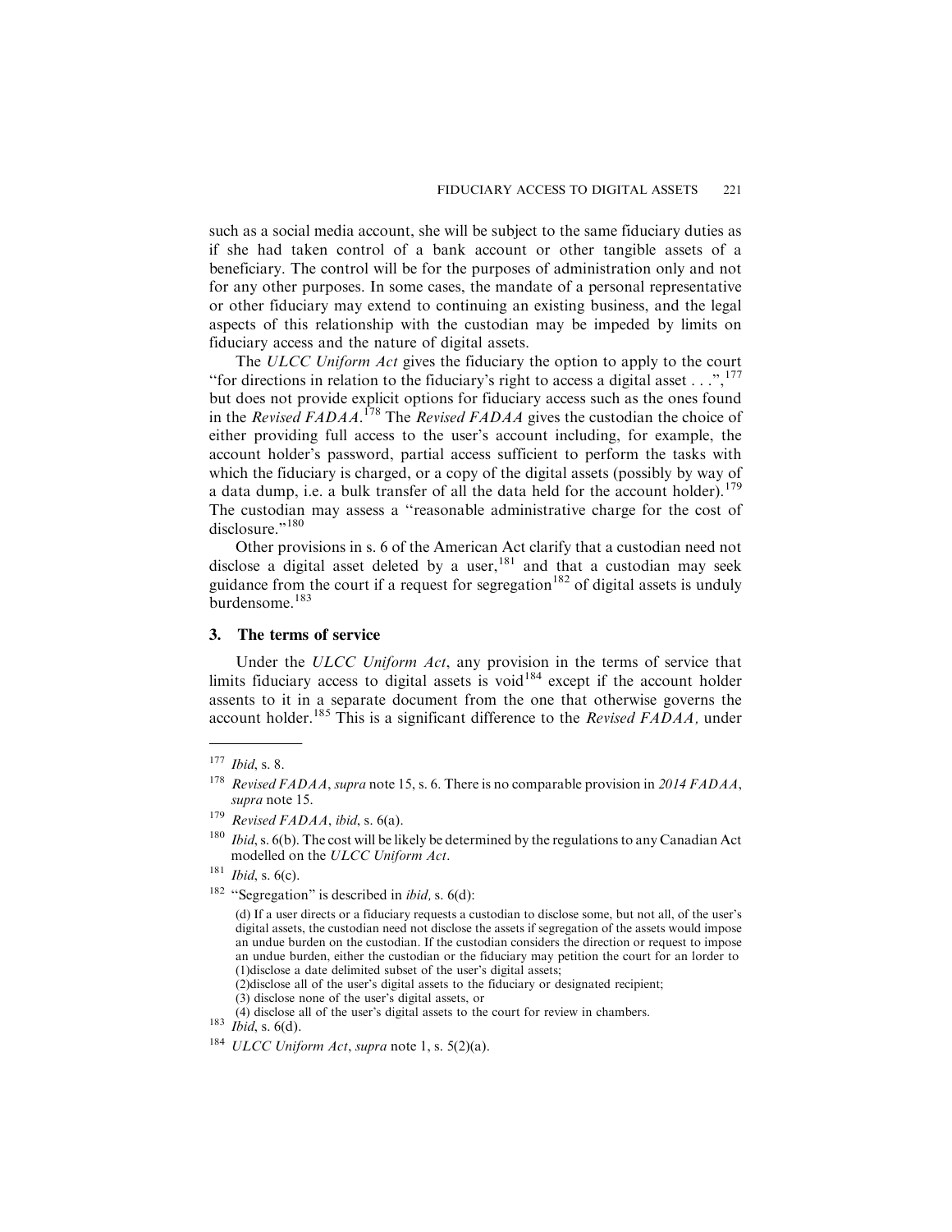such as a social media account, she will be subject to the same fiduciary duties as if she had taken control of a bank account or other tangible assets of a beneficiary. The control will be for the purposes of administration only and not for any other purposes. In some cases, the mandate of a personal representative or other fiduciary may extend to continuing an existing business, and the legal aspects of this relationship with the custodian may be impeded by limits on fiduciary access and the nature of digital assets.

The *ULCC Uniform Act* gives the fiduciary the option to apply to the court "for directions in relation to the fiduciary's right to access a digital asset . . .",[177] but does not provide explicit options for fiduciary access such as the ones found in the *Revised FADAA*.[178] The *Revised FADAA* gives the custodian the choice of either providing full access to the user's account including, for example, the account holder's password, partial access sufficient to perform the tasks with which the fiduciary is charged, or a copy of the digital assets (possibly by way of a data dump, i.e. a bulk transfer of all the data held for the account holder).[179] The custodian may assess a "reasonable administrative charge for the cost of disclosure."[180]

Other provisions in s. 6 of the American Act clarify that a custodian need not disclose a digital asset deleted by a user,[181] and that a custodian may seek guidance from the court if a request for segregation[182] of digital assets is unduly burdensome.[183]

### 3. The terms of service

Under the *ULCC Uniform Act*, any provision in the terms of service that limits fiduciary access to digital assets is void[184] except if the account holder assents to it in a separate document from the one that otherwise governs the account holder.[185] This is a significant difference to the *Revised FADAA*, under

---

[177] *Ibid*, s. 8.

[178] *Revised FADAA*, *supra* note 15, s. 6. There is no comparable provision in *2014 FADAA*, *supra* note 15.

[179] *Revised FADAA*, *ibid*, s. 6(a).

[180] *Ibid*, s. 6(b). The cost will be likely be determined by the regulations to any Canadian Act modelled on the *ULCC Uniform Act*.

[181] *Ibid*, s. 6(c).

[182] "Segregation" is described in *ibid*, s. 6(d):

> (d) If a user directs or a fiduciary requests a custodian to disclose some, but not all, of the user's digital assets, the custodian need not disclose the assets if segregation of the assets would impose an undue burden on the custodian. If the custodian considers the direction or request to impose an undue burden, either the custodian or the fiduciary may petition the court for an lorder to
> (1)disclose a date delimited subset of the user's digital assets;
> (2)disclose all of the user's digital assets to the fiduciary or designated recipient;
> (3) disclose none of the user's digital assets, or
> (4) disclose all of the user's digital assets to the court for review in chambers.

[183] *Ibid*, s. 6(d).

[184] *ULCC Uniform Act*, *supra* note 1, s. 5(2)(a).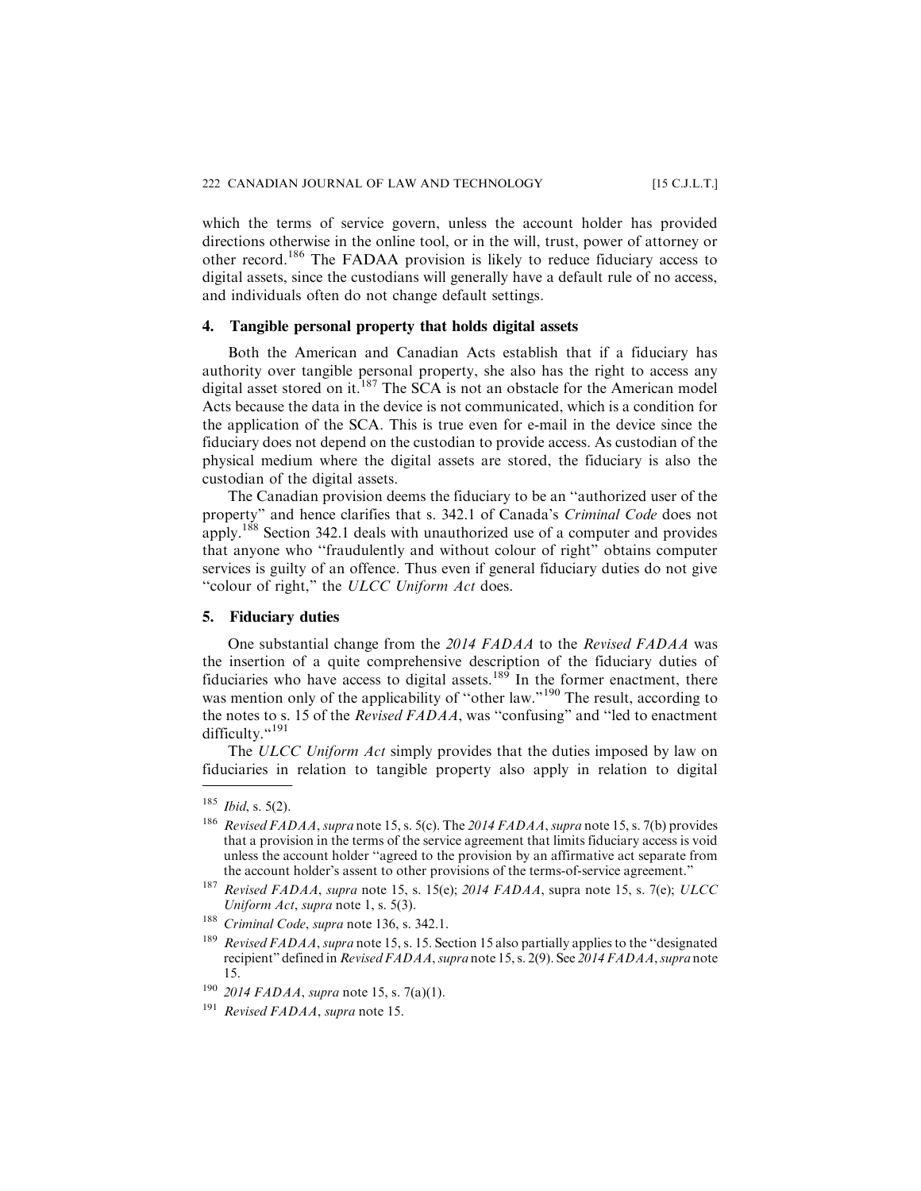which the terms of service govern, unless the account holder has provided directions otherwise in the online tool, or in the will, trust, power of attorney or other record.[186] The FADAA provision is likely to reduce fiduciary access to digital assets, since the custodians will generally have a default rule of no access, and individuals often do not change default settings.

### 4. Tangible personal property that holds digital assets

Both the American and Canadian Acts establish that if a fiduciary has authority over tangible personal property, she also has the right to access any digital asset stored on it.[187] The SCA is not an obstacle for the American model Acts because the data in the device is not communicated, which is a condition for the application of the SCA. This is true even for e-mail in the device since the fiduciary does not depend on the custodian to provide access. As custodian of the physical medium where the digital assets are stored, the fiduciary is also the custodian of the digital assets.

The Canadian provision deems the fiduciary to be an "authorized user of the property" and hence clarifies that s. 342.1 of Canada's *Criminal Code* does not apply.[188] Section 342.1 deals with unauthorized use of a computer and provides that anyone who "fraudulently and without colour of right" obtains computer services is guilty of an offence. Thus even if general fiduciary duties do not give "colour of right," the *ULCC Uniform Act* does.

### 5. Fiduciary duties

One substantial change from the *2014 FADAA* to the *Revised FADAA* was the insertion of a quite comprehensive description of the fiduciary duties of fiduciaries who have access to digital assets.[189] In the former enactment, there was mention only of the applicability of "other law."[190] The result, according to the notes to s. 15 of the *Revised FADAA*, was "confusing" and "led to enactment difficulty."[191]

The *ULCC Uniform Act* simply provides that the duties imposed by law on fiduciaries in relation to tangible property also apply in relation to digital

---

[185] *Ibid*, s. 5(2).

[186] *Revised FADAA*, *supra* note 15, s. 5(c). The *2014 FADAA*, *supra* note 15, s. 7(b) provides that a provision in the terms of the service agreement that limits fiduciary access is void unless the account holder "agreed to the provision by an affirmative act separate from the account holder's assent to other provisions of the terms-of-service agreement."

[187] *Revised FADAA*, *supra* note 15, s. 15(e); *2014 FADAA*, supra note 15, s. 7(e); *ULCC Uniform Act*, *supra* note 1, s. 5(3).

[188] *Criminal Code*, *supra* note 136, s. 342.1.

[189] *Revised FADAA*, *supra* note 15, s. 15. Section 15 also partially applies to the "designated recipient" defined in *Revised FADAA*, *supra* note 15, s. 2(9). See *2014 FADAA*, *supra* note 15.

[190] *2014 FADAA*, *supra* note 15, s. 7(a)(1).

[191] *Revised FADAA*, *supra* note 15.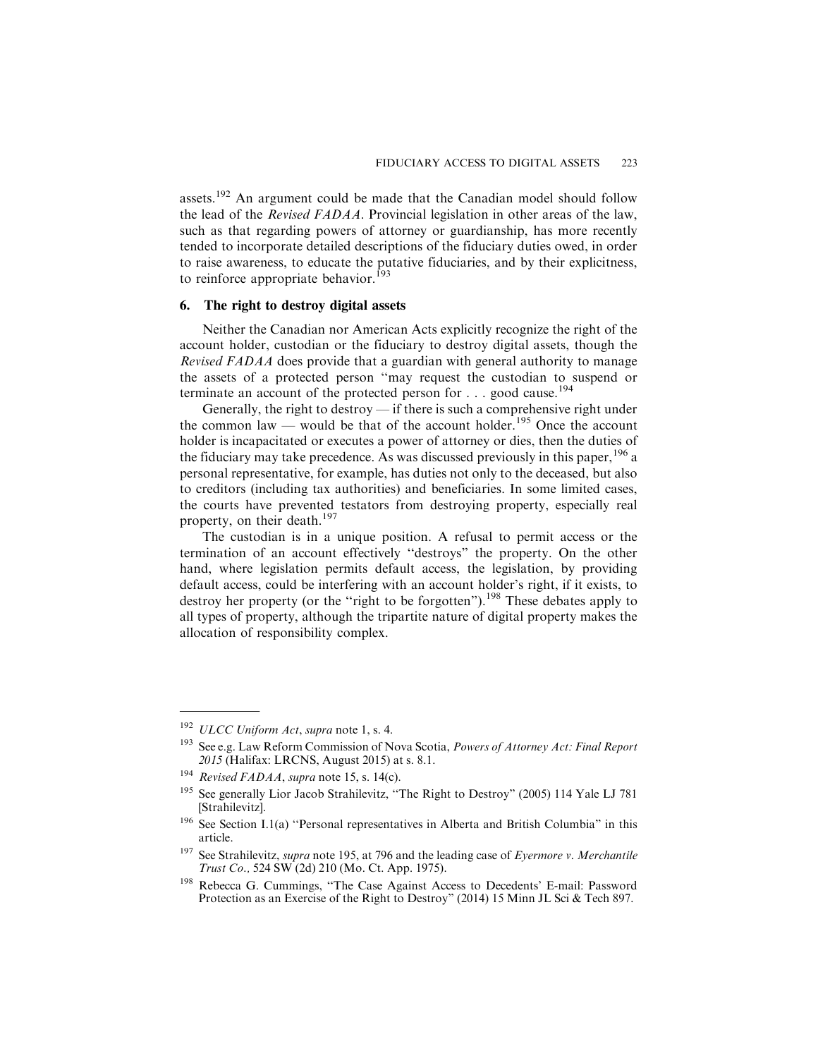assets.[192] An argument could be made that the Canadian model should follow the lead of the *Revised FADAA*. Provincial legislation in other areas of the law, such as that regarding powers of attorney or guardianship, has more recently tended to incorporate detailed descriptions of the fiduciary duties owed, in order to raise awareness, to educate the putative fiduciaries, and by their explicitness, to reinforce appropriate behavior.[193]

### 6. The right to destroy digital assets

Neither the Canadian nor American Acts explicitly recognize the right of the account holder, custodian or the fiduciary to destroy digital assets, though the *Revised FADAA* does provide that a guardian with general authority to manage the assets of a protected person "may request the custodian to suspend or terminate an account of the protected person for . . . good cause.[194]

Generally, the right to destroy — if there is such a comprehensive right under the common law — would be that of the account holder.[195] Once the account holder is incapacitated or executes a power of attorney or dies, then the duties of the fiduciary may take precedence. As was discussed previously in this paper,[196] a personal representative, for example, has duties not only to the deceased, but also to creditors (including tax authorities) and beneficiaries. In some limited cases, the courts have prevented testators from destroying property, especially real property, on their death.[197]

The custodian is in a unique position. A refusal to permit access or the termination of an account effectively "destroys" the property. On the other hand, where legislation permits default access, the legislation, by providing default access, could be interfering with an account holder's right, if it exists, to destroy her property (or the "right to be forgotten").[198] These debates apply to all types of property, although the tripartite nature of digital property makes the allocation of responsibility complex.

---

[192] *ULCC Uniform Act*, *supra* note 1, s. 4.

[193] See e.g. Law Reform Commission of Nova Scotia, *Powers of Attorney Act: Final Report 2015* (Halifax: LRCNS, August 2015) at s. 8.1.

[194] *Revised FADAA*, *supra* note 15, s. 14(c).

[195] See generally Lior Jacob Strahilevitz, "The Right to Destroy" (2005) 114 Yale LJ 781 [Strahilevitz].

[196] See Section I.1(a) "Personal representatives in Alberta and British Columbia" in this article.

[197] See Strahilevitz, *supra* note 195, at 796 and the leading case of *Eyermore v. Merchantile Trust Co.,* 524 SW (2d) 210 (Mo. Ct. App. 1975).

[198] Rebecca G. Cummings, "The Case Against Access to Decedents' E-mail: Password Protection as an Exercise of the Right to Destroy" (2014) 15 Minn JL Sci & Tech 897.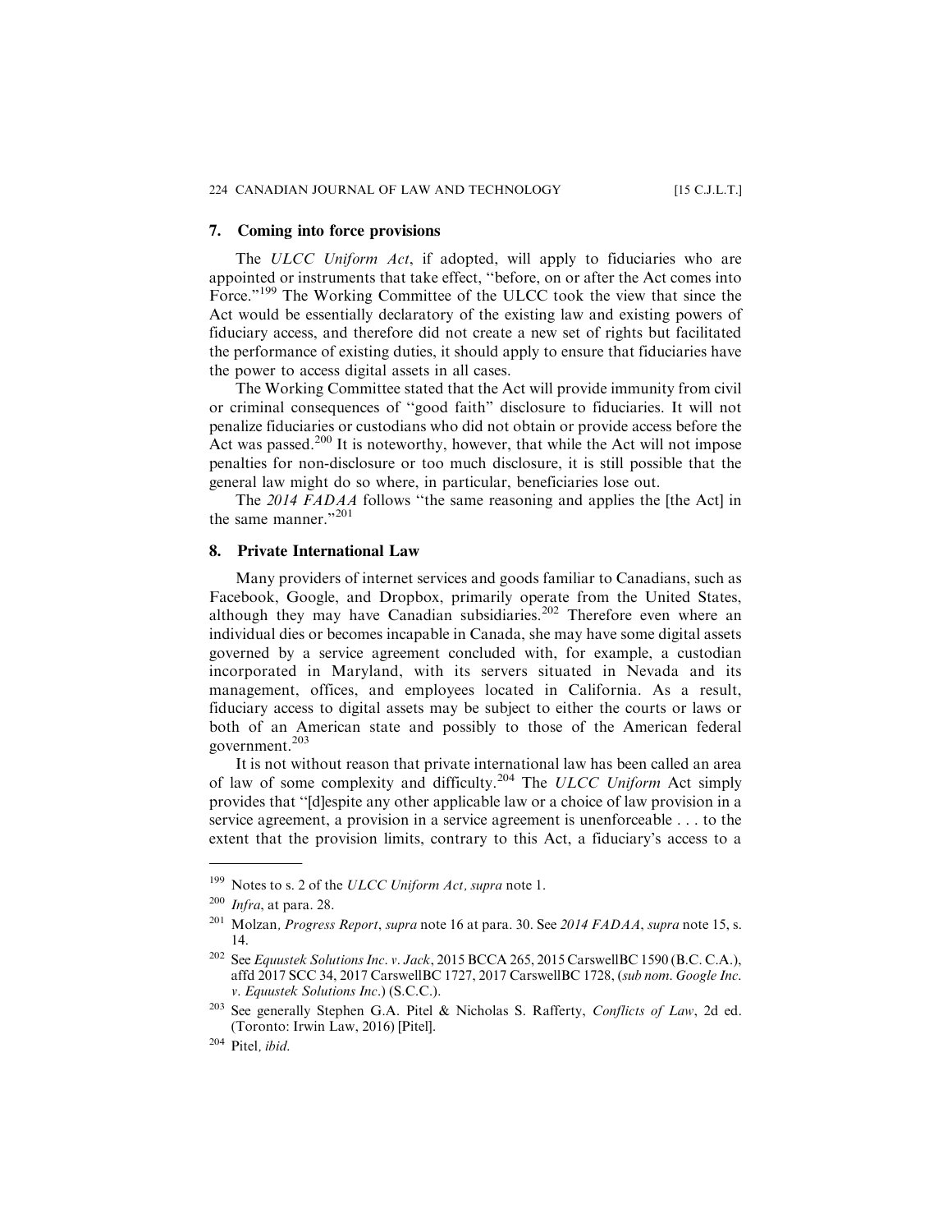## 7. Coming into force provisions

The *ULCC Uniform Act*, if adopted, will apply to fiduciaries who are appointed or instruments that take effect, "before, on or after the Act comes into Force."[199] The Working Committee of the ULCC took the view that since the Act would be essentially declaratory of the existing law and existing powers of fiduciary access, and therefore did not create a new set of rights but facilitated the performance of existing duties, it should apply to ensure that fiduciaries have the power to access digital assets in all cases.

The Working Committee stated that the Act will provide immunity from civil or criminal consequences of "good faith" disclosure to fiduciaries. It will not penalize fiduciaries or custodians who did not obtain or provide access before the Act was passed.[200] It is noteworthy, however, that while the Act will not impose penalties for non-disclosure or too much disclosure, it is still possible that the general law might do so where, in particular, beneficiaries lose out.

The *2014 FADAA* follows "the same reasoning and applies the [the Act] in the same manner."[201]

## 8. Private International Law

Many providers of internet services and goods familiar to Canadians, such as Facebook, Google, and Dropbox, primarily operate from the United States, although they may have Canadian subsidiaries.[202] Therefore even where an individual dies or becomes incapable in Canada, she may have some digital assets governed by a service agreement concluded with, for example, a custodian incorporated in Maryland, with its servers situated in Nevada and its management, offices, and employees located in California. As a result, fiduciary access to digital assets may be subject to either the courts or laws or both of an American state and possibly to those of the American federal government.[203]

It is not without reason that private international law has been called an area of law of some complexity and difficulty.[204] The *ULCC Uniform* Act simply provides that "[d]espite any other applicable law or a choice of law provision in a service agreement, a provision in a service agreement is unenforceable . . . to the extent that the provision limits, contrary to this Act, a fiduciary's access to a

---

[199] Notes to s. 2 of the *ULCC Uniform Act, supra* note 1.

[200] *Infra*, at para. 28.

[201] Molzan, *Progress Report*, *supra* note 16 at para. 30. See *2014 FADAA*, *supra* note 15, s. 14.

[202] See *Equustek Solutions Inc. v. Jack*, 2015 BCCA 265, 2015 CarswellBC 1590 (B.C. C.A.), affd 2017 SCC 34, 2017 CarswellBC 1727, 2017 CarswellBC 1728, (*sub nom. Google Inc. v. Equustek Solutions Inc.*) (S.C.C.).

[203] See generally Stephen G.A. Pitel & Nicholas S. Rafferty, *Conflicts of Law*, 2d ed. (Toronto: Irwin Law, 2016) [Pitel].

[204] Pitel, *ibid.*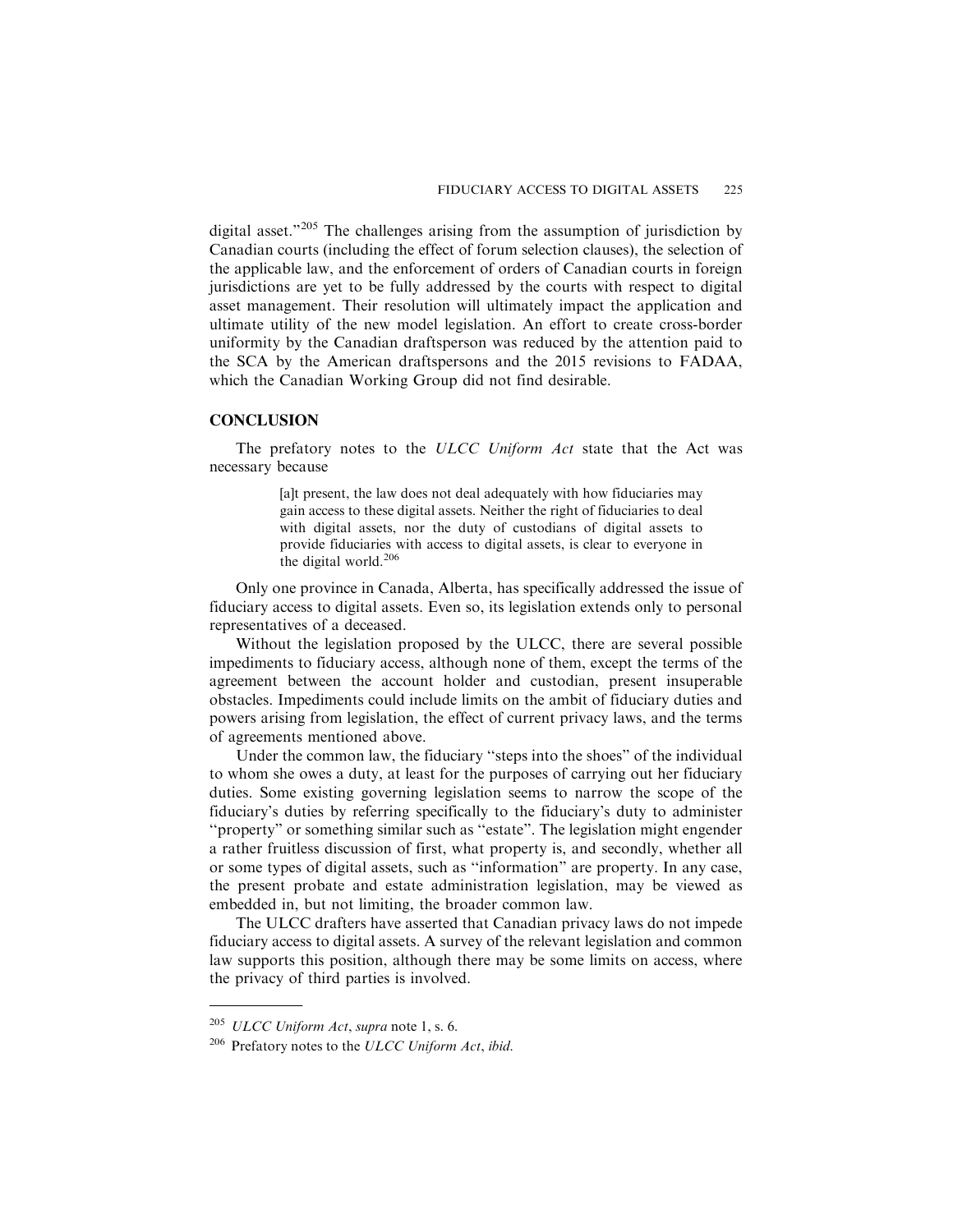digital asset."[205] The challenges arising from the assumption of jurisdiction by Canadian courts (including the effect of forum selection clauses), the selection of the applicable law, and the enforcement of orders of Canadian courts in foreign jurisdictions are yet to be fully addressed by the courts with respect to digital asset management. Their resolution will ultimately impact the application and ultimate utility of the new model legislation. An effort to create cross-border uniformity by the Canadian draftsperson was reduced by the attention paid to the SCA by the American draftspersons and the 2015 revisions to FADAA, which the Canadian Working Group did not find desirable.

## CONCLUSION

The prefatory notes to the *ULCC Uniform Act* state that the Act was necessary because

> [a]t present, the law does not deal adequately with how fiduciaries may gain access to these digital assets. Neither the right of fiduciaries to deal with digital assets, nor the duty of custodians of digital assets to provide fiduciaries with access to digital assets, is clear to everyone in the digital world.[206]

Only one province in Canada, Alberta, has specifically addressed the issue of fiduciary access to digital assets. Even so, its legislation extends only to personal representatives of a deceased.

Without the legislation proposed by the ULCC, there are several possible impediments to fiduciary access, although none of them, except the terms of the agreement between the account holder and custodian, present insuperable obstacles. Impediments could include limits on the ambit of fiduciary duties and powers arising from legislation, the effect of current privacy laws, and the terms of agreements mentioned above.

Under the common law, the fiduciary "steps into the shoes" of the individual to whom she owes a duty, at least for the purposes of carrying out her fiduciary duties. Some existing governing legislation seems to narrow the scope of the fiduciary's duties by referring specifically to the fiduciary's duty to administer "property" or something similar such as "estate". The legislation might engender a rather fruitless discussion of first, what property is, and secondly, whether all or some types of digital assets, such as "information" are property. In any case, the present probate and estate administration legislation, may be viewed as embedded in, but not limiting, the broader common law.

The ULCC drafters have asserted that Canadian privacy laws do not impede fiduciary access to digital assets. A survey of the relevant legislation and common law supports this position, although there may be some limits on access, where the privacy of third parties is involved.

---

[205] *ULCC Uniform Act*, *supra* note 1, s. 6.

[206] Prefatory notes to the *ULCC Uniform Act*, *ibid.*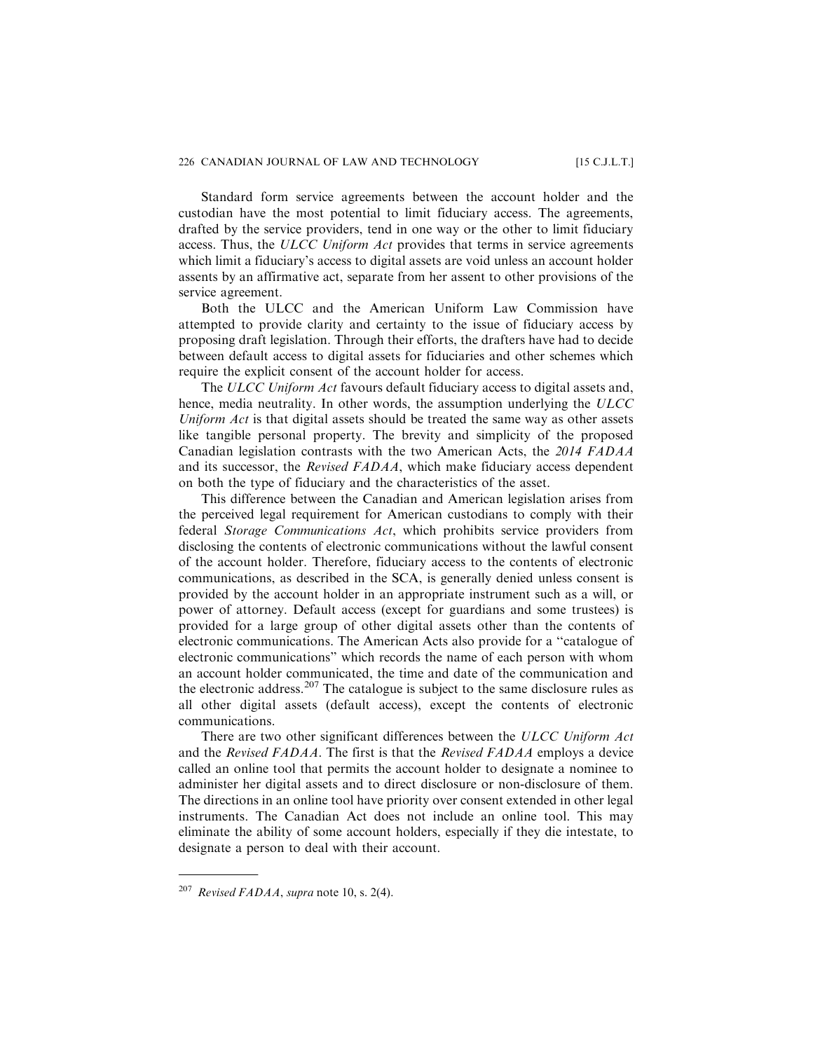Standard form service agreements between the account holder and the custodian have the most potential to limit fiduciary access. The agreements, drafted by the service providers, tend in one way or the other to limit fiduciary access. Thus, the *ULCC Uniform Act* provides that terms in service agreements which limit a fiduciary's access to digital assets are void unless an account holder assents by an affirmative act, separate from her assent to other provisions of the service agreement.

Both the ULCC and the American Uniform Law Commission have attempted to provide clarity and certainty to the issue of fiduciary access by proposing draft legislation. Through their efforts, the drafters have had to decide between default access to digital assets for fiduciaries and other schemes which require the explicit consent of the account holder for access.

The *ULCC Uniform Act* favours default fiduciary access to digital assets and, hence, media neutrality. In other words, the assumption underlying the *ULCC Uniform Act* is that digital assets should be treated the same way as other assets like tangible personal property. The brevity and simplicity of the proposed Canadian legislation contrasts with the two American Acts, the *2014 FADAA* and its successor, the *Revised FADAA*, which make fiduciary access dependent on both the type of fiduciary and the characteristics of the asset.

This difference between the Canadian and American legislation arises from the perceived legal requirement for American custodians to comply with their federal *Storage Communications Act*, which prohibits service providers from disclosing the contents of electronic communications without the lawful consent of the account holder. Therefore, fiduciary access to the contents of electronic communications, as described in the SCA, is generally denied unless consent is provided by the account holder in an appropriate instrument such as a will, or power of attorney. Default access (except for guardians and some trustees) is provided for a large group of other digital assets other than the contents of electronic communications. The American Acts also provide for a "catalogue of electronic communications" which records the name of each person with whom an account holder communicated, the time and date of the communication and the electronic address.[207] The catalogue is subject to the same disclosure rules as all other digital assets (default access), except the contents of electronic communications.

There are two other significant differences between the *ULCC Uniform Act* and the *Revised FADAA*. The first is that the *Revised FADAA* employs a device called an online tool that permits the account holder to designate a nominee to administer her digital assets and to direct disclosure or non-disclosure of them. The directions in an online tool have priority over consent extended in other legal instruments. The Canadian Act does not include an online tool. This may eliminate the ability of some account holders, especially if they die intestate, to designate a person to deal with their account.

---

[207] *Revised FADAA*, *supra* note 10, s. 2(4).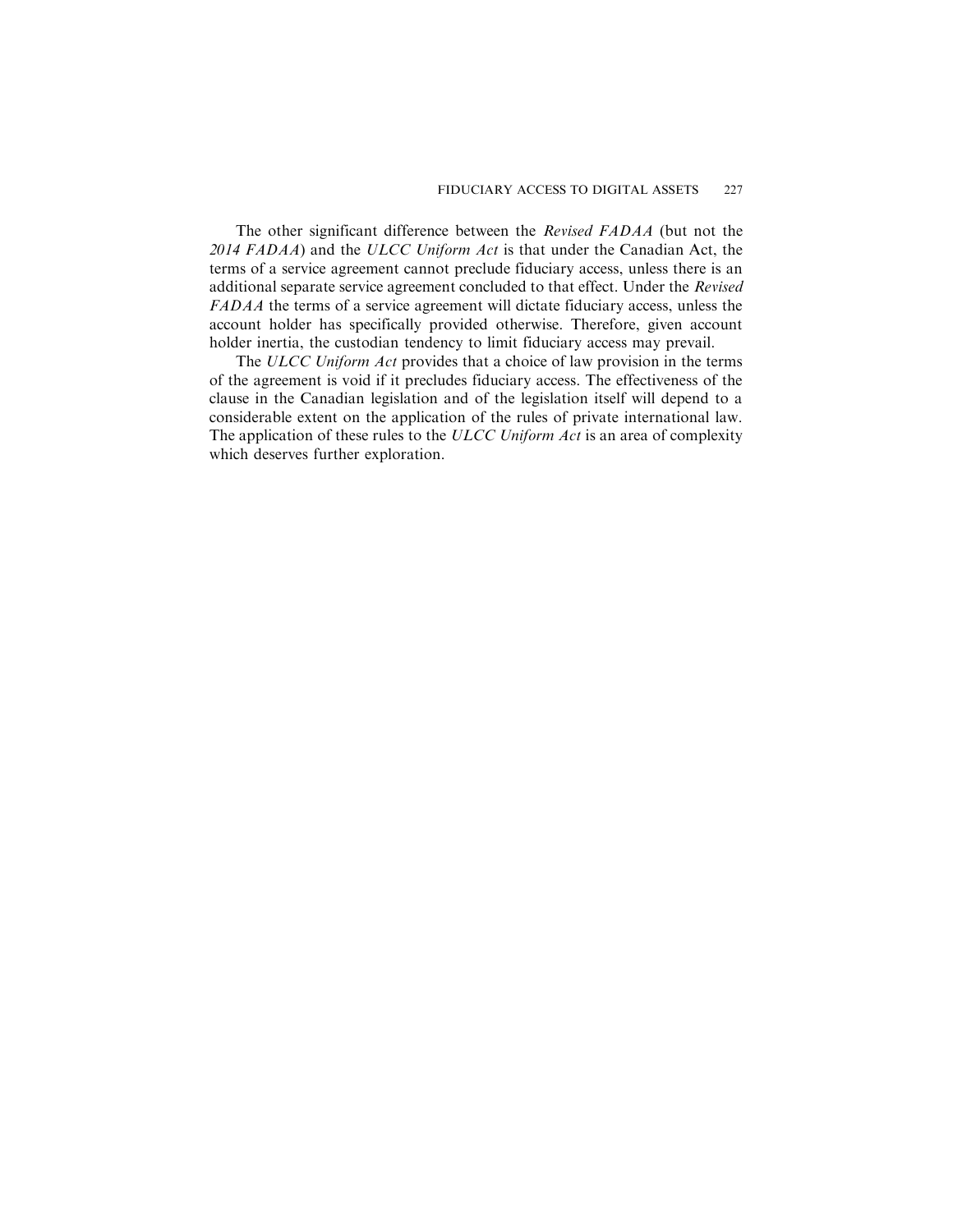The other significant difference between the *Revised FADAA* (but not the *2014 FADAA*) and the *ULCC Uniform Act* is that under the Canadian Act, the terms of a service agreement cannot preclude fiduciary access, unless there is an additional separate service agreement concluded to that effect. Under the *Revised FADAA* the terms of a service agreement will dictate fiduciary access, unless the account holder has specifically provided otherwise. Therefore, given account holder inertia, the custodian tendency to limit fiduciary access may prevail.

The *ULCC Uniform Act* provides that a choice of law provision in the terms of the agreement is void if it precludes fiduciary access. The effectiveness of the clause in the Canadian legislation and of the legislation itself will depend to a considerable extent on the application of the rules of private international law. The application of these rules to the *ULCC Uniform Act* is an area of complexity which deserves further exploration.